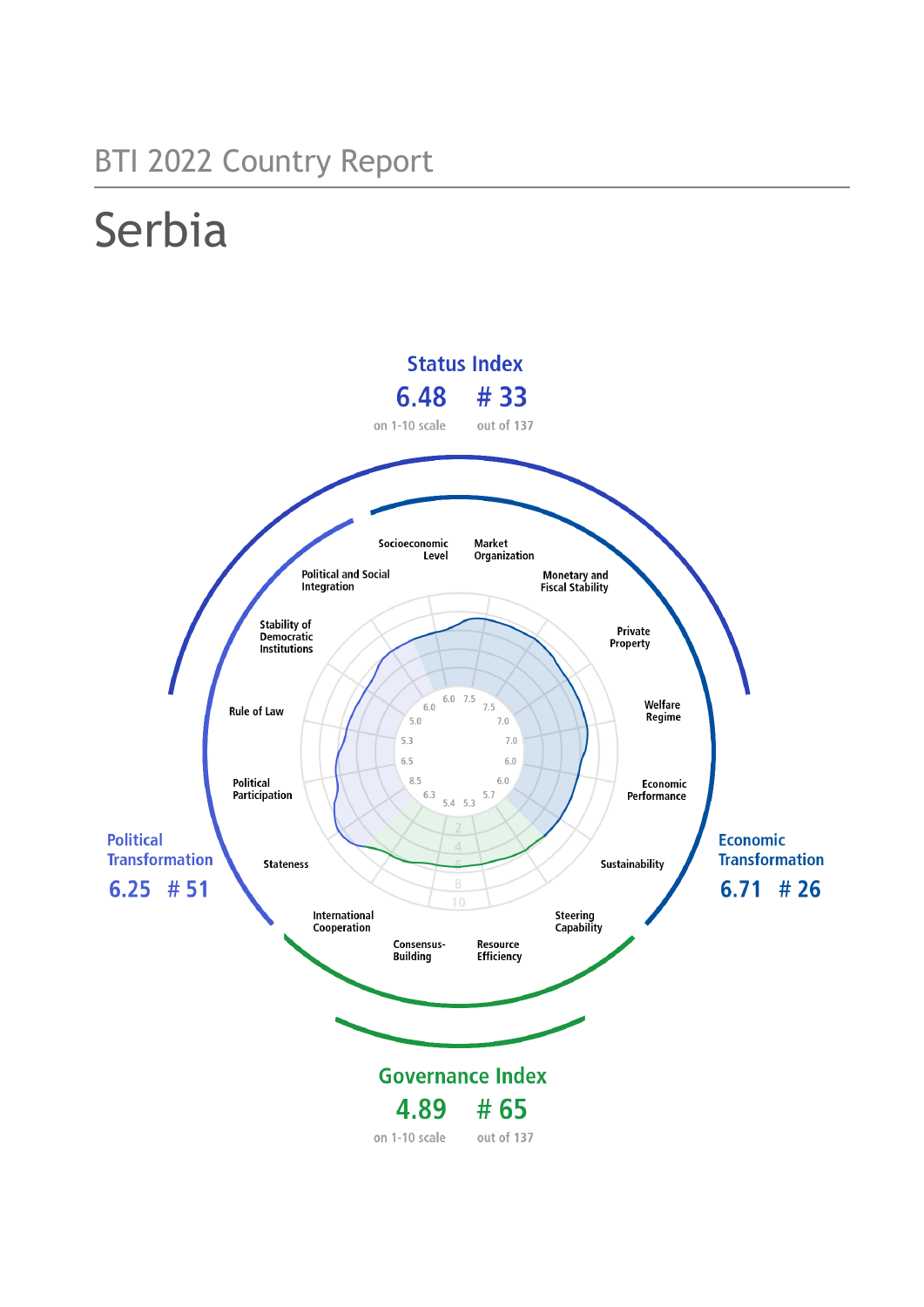BTI 2022 Country Report

# Serbia

## Status Index

6.48 — on 1-10 scale

\# 33 — out of 137

## Political Transformation

6.25 # 51

## Economic Transformation

6.71 # 26

## Governance Index

4.89 — on 1-10 scale

\# 65 — out of 137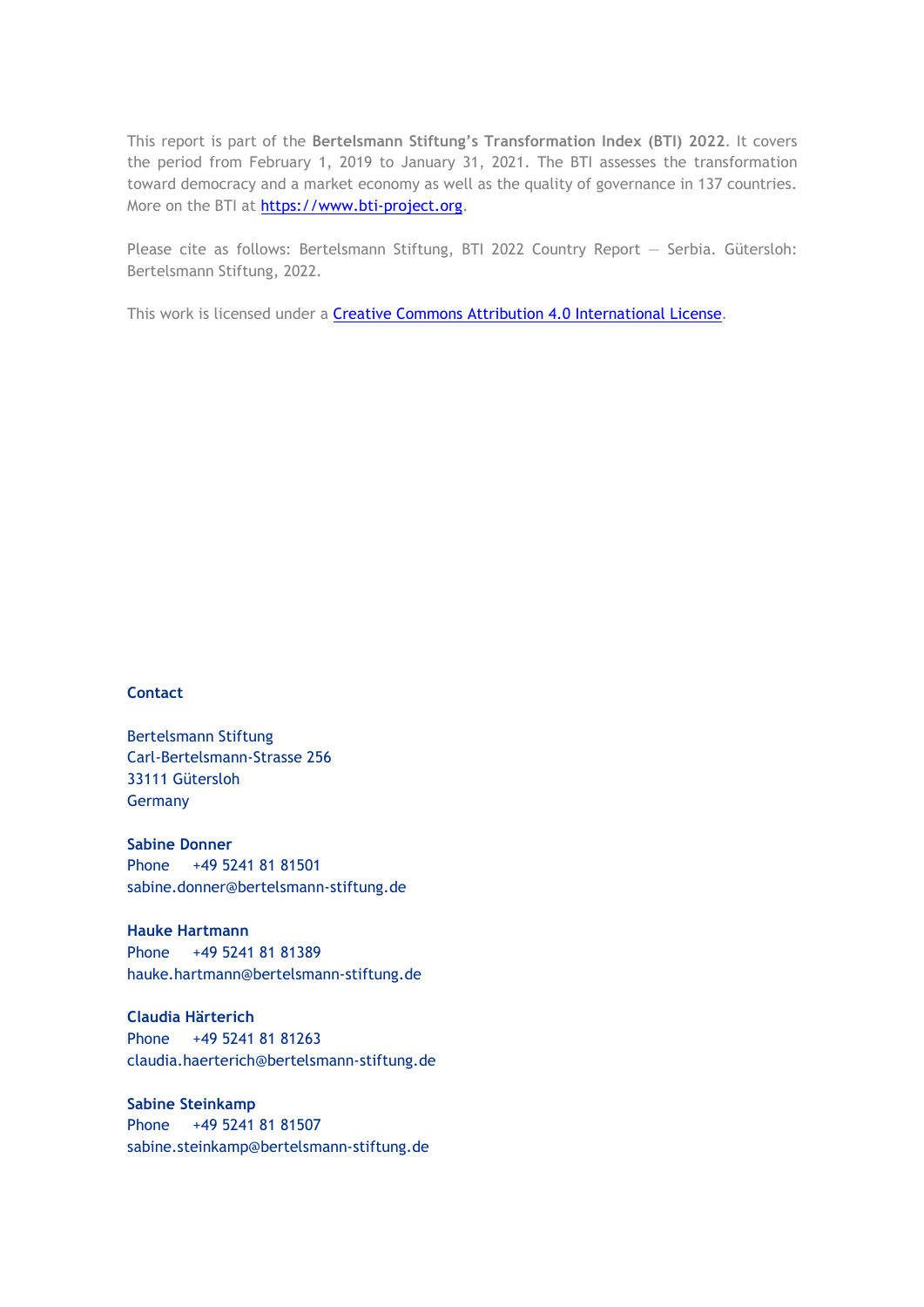This report is part of the **Bertelsmann Stiftung's Transformation Index (BTI) 2022**. It covers the period from February 1, 2019 to January 31, 2021. The BTI assesses the transformation toward democracy and a market economy as well as the quality of governance in 137 countries. More on the BTI at [https://www.bti-project.org](https://www.bti-project.org).

Please cite as follows: Bertelsmann Stiftung, BTI 2022 Country Report — Serbia. Gütersloh: Bertelsmann Stiftung, 2022.

This work is licensed under a [Creative Commons Attribution 4.0 International License](https://creativecommons.org/licenses/by/4.0/).

**Contact**

Bertelsmann Stiftung
Carl-Bertelsmann-Strasse 256
33111 Gütersloh
Germany

**Sabine Donner**
Phone +49 5241 81 81501
sabine.donner@bertelsmann-stiftung.de

**Hauke Hartmann**
Phone +49 5241 81 81389
hauke.hartmann@bertelsmann-stiftung.de

**Claudia Härterich**
Phone +49 5241 81 81263
claudia.haerterich@bertelsmann-stiftung.de

**Sabine Steinkamp**
Phone +49 5241 81 81507
sabine.steinkamp@bertelsmann-stiftung.de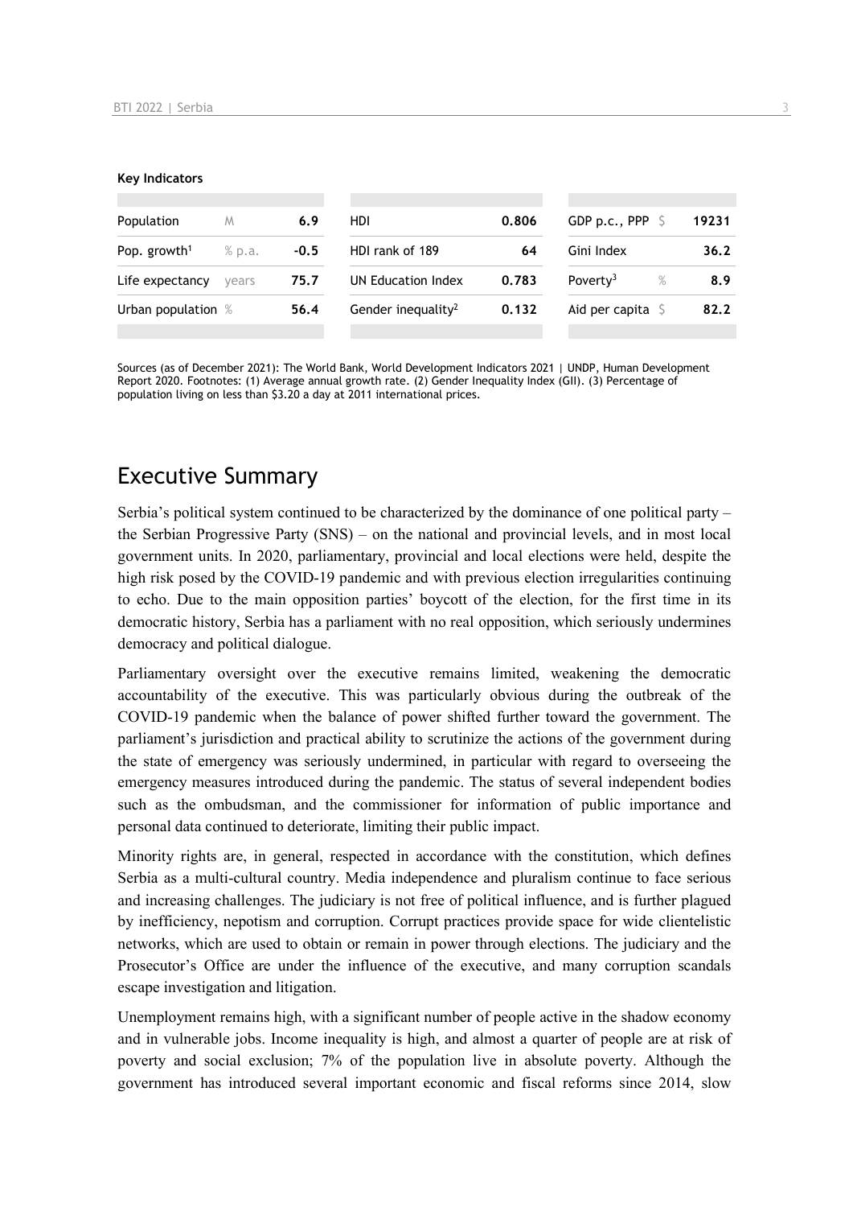**Key Indicators**

| | | | | | | | |
|---|---|---|---|---|---|---|---|
| Population | M | 6.9 | HDI | 0.806 | GDP p.c., PPP | $ | 19231 |
| Pop. growth[1] | % p.a. | -0.5 | HDI rank of 189 | 64 | Gini Index | | 36.2 |
| Life expectancy | years | 75.7 | UN Education Index | 0.783 | Poverty[3] | % | 8.9 |
| Urban population | % | 56.4 | Gender inequality[2] | 0.132 | Aid per capita | $ | 82.2 |

Sources (as of December 2021): The World Bank, World Development Indicators 2021 | UNDP, Human Development Report 2020. Footnotes: (1) Average annual growth rate. (2) Gender Inequality Index (GII). (3) Percentage of population living on less than $3.20 a day at 2011 international prices.

# Executive Summary

Serbia's political system continued to be characterized by the dominance of one political party – the Serbian Progressive Party (SNS) – on the national and provincial levels, and in most local government units. In 2020, parliamentary, provincial and local elections were held, despite the high risk posed by the COVID-19 pandemic and with previous election irregularities continuing to echo. Due to the main opposition parties' boycott of the election, for the first time in its democratic history, Serbia has a parliament with no real opposition, which seriously undermines democracy and political dialogue.

Parliamentary oversight over the executive remains limited, weakening the democratic accountability of the executive. This was particularly obvious during the outbreak of the COVID-19 pandemic when the balance of power shifted further toward the government. The parliament's jurisdiction and practical ability to scrutinize the actions of the government during the state of emergency was seriously undermined, in particular with regard to overseeing the emergency measures introduced during the pandemic. The status of several independent bodies such as the ombudsman, and the commissioner for information of public importance and personal data continued to deteriorate, limiting their public impact.

Minority rights are, in general, respected in accordance with the constitution, which defines Serbia as a multi-cultural country. Media independence and pluralism continue to face serious and increasing challenges. The judiciary is not free of political influence, and is further plagued by inefficiency, nepotism and corruption. Corrupt practices provide space for wide clientelistic networks, which are used to obtain or remain in power through elections. The judiciary and the Prosecutor's Office are under the influence of the executive, and many corruption scandals escape investigation and litigation.

Unemployment remains high, with a significant number of people active in the shadow economy and in vulnerable jobs. Income inequality is high, and almost a quarter of people are at risk of poverty and social exclusion; 7% of the population live in absolute poverty. Although the government has introduced several important economic and fiscal reforms since 2014, slow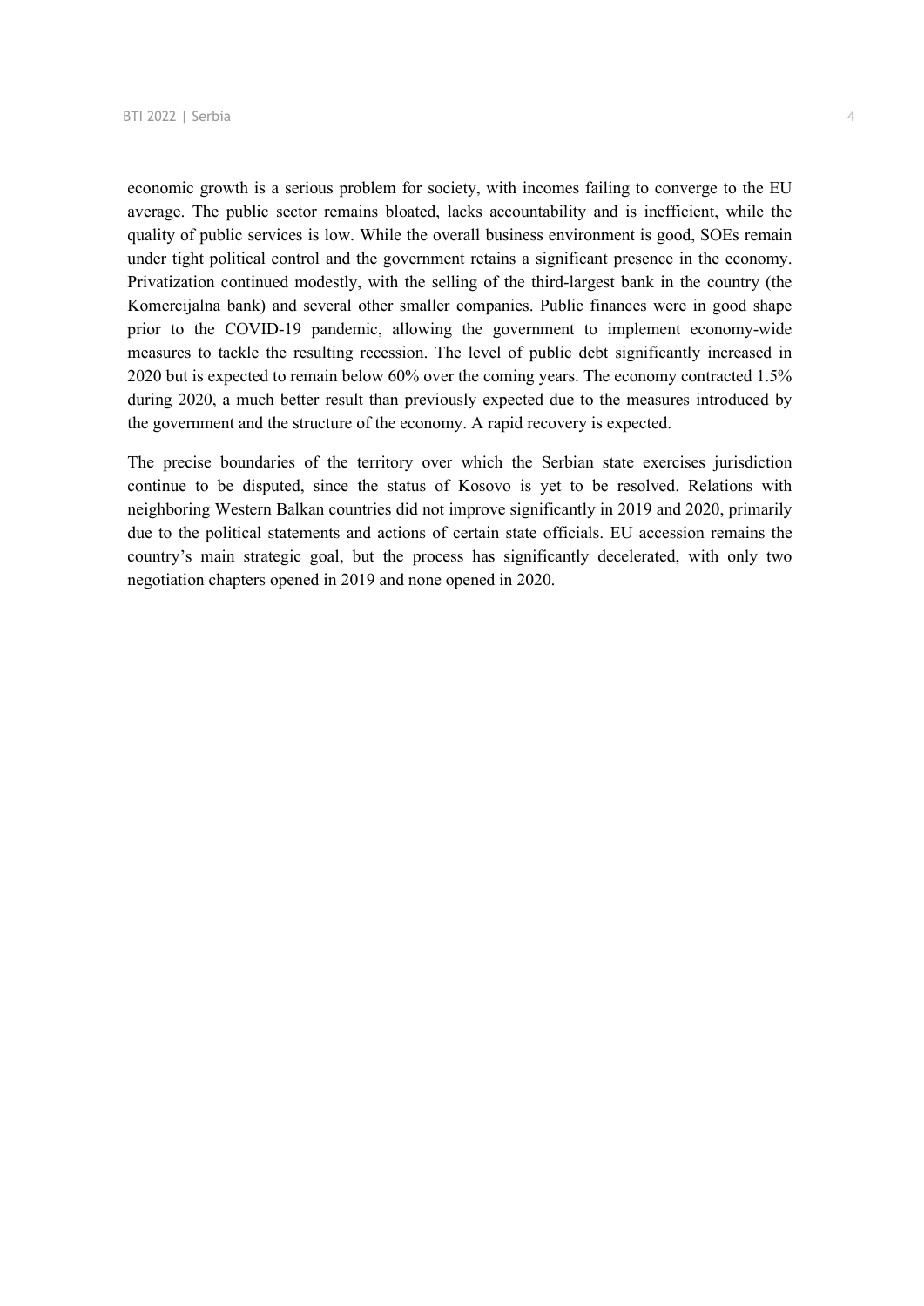economic growth is a serious problem for society, with incomes failing to converge to the EU average. The public sector remains bloated, lacks accountability and is inefficient, while the quality of public services is low. While the overall business environment is good, SOEs remain under tight political control and the government retains a significant presence in the economy. Privatization continued modestly, with the selling of the third-largest bank in the country (the Komercijalna bank) and several other smaller companies. Public finances were in good shape prior to the COVID-19 pandemic, allowing the government to implement economy-wide measures to tackle the resulting recession. The level of public debt significantly increased in 2020 but is expected to remain below 60% over the coming years. The economy contracted 1.5% during 2020, a much better result than previously expected due to the measures introduced by the government and the structure of the economy. A rapid recovery is expected.

The precise boundaries of the territory over which the Serbian state exercises jurisdiction continue to be disputed, since the status of Kosovo is yet to be resolved. Relations with neighboring Western Balkan countries did not improve significantly in 2019 and 2020, primarily due to the political statements and actions of certain state officials. EU accession remains the country's main strategic goal, but the process has significantly decelerated, with only two negotiation chapters opened in 2019 and none opened in 2020.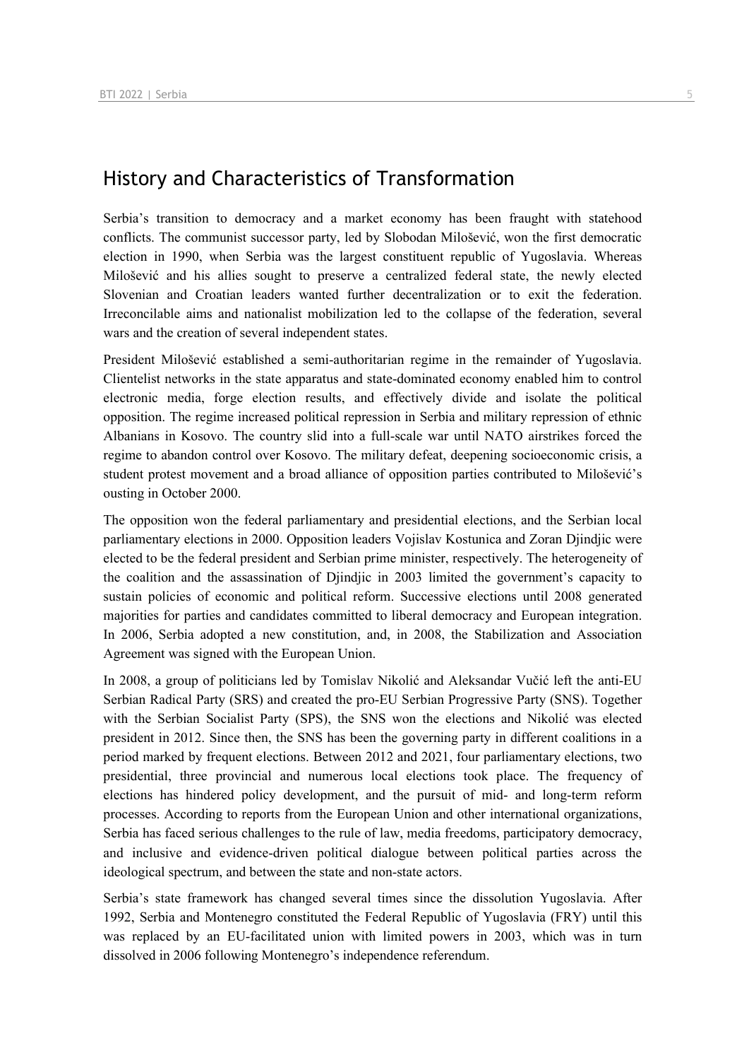## History and Characteristics of Transformation

Serbia's transition to democracy and a market economy has been fraught with statehood conflicts. The communist successor party, led by Slobodan Milošević, won the first democratic election in 1990, when Serbia was the largest constituent republic of Yugoslavia. Whereas Milošević and his allies sought to preserve a centralized federal state, the newly elected Slovenian and Croatian leaders wanted further decentralization or to exit the federation. Irreconcilable aims and nationalist mobilization led to the collapse of the federation, several wars and the creation of several independent states.

President Milošević established a semi-authoritarian regime in the remainder of Yugoslavia. Clientelist networks in the state apparatus and state-dominated economy enabled him to control electronic media, forge election results, and effectively divide and isolate the political opposition. The regime increased political repression in Serbia and military repression of ethnic Albanians in Kosovo. The country slid into a full-scale war until NATO airstrikes forced the regime to abandon control over Kosovo. The military defeat, deepening socioeconomic crisis, a student protest movement and a broad alliance of opposition parties contributed to Milošević's ousting in October 2000.

The opposition won the federal parliamentary and presidential elections, and the Serbian local parliamentary elections in 2000. Opposition leaders Vojislav Kostunica and Zoran Djindjic were elected to be the federal president and Serbian prime minister, respectively. The heterogeneity of the coalition and the assassination of Djindjic in 2003 limited the government's capacity to sustain policies of economic and political reform. Successive elections until 2008 generated majorities for parties and candidates committed to liberal democracy and European integration. In 2006, Serbia adopted a new constitution, and, in 2008, the Stabilization and Association Agreement was signed with the European Union.

In 2008, a group of politicians led by Tomislav Nikolić and Aleksandar Vučić left the anti-EU Serbian Radical Party (SRS) and created the pro-EU Serbian Progressive Party (SNS). Together with the Serbian Socialist Party (SPS), the SNS won the elections and Nikolić was elected president in 2012. Since then, the SNS has been the governing party in different coalitions in a period marked by frequent elections. Between 2012 and 2021, four parliamentary elections, two presidential, three provincial and numerous local elections took place. The frequency of elections has hindered policy development, and the pursuit of mid- and long-term reform processes. According to reports from the European Union and other international organizations, Serbia has faced serious challenges to the rule of law, media freedoms, participatory democracy, and inclusive and evidence-driven political dialogue between political parties across the ideological spectrum, and between the state and non-state actors.

Serbia's state framework has changed several times since the dissolution Yugoslavia. After 1992, Serbia and Montenegro constituted the Federal Republic of Yugoslavia (FRY) until this was replaced by an EU-facilitated union with limited powers in 2003, which was in turn dissolved in 2006 following Montenegro's independence referendum.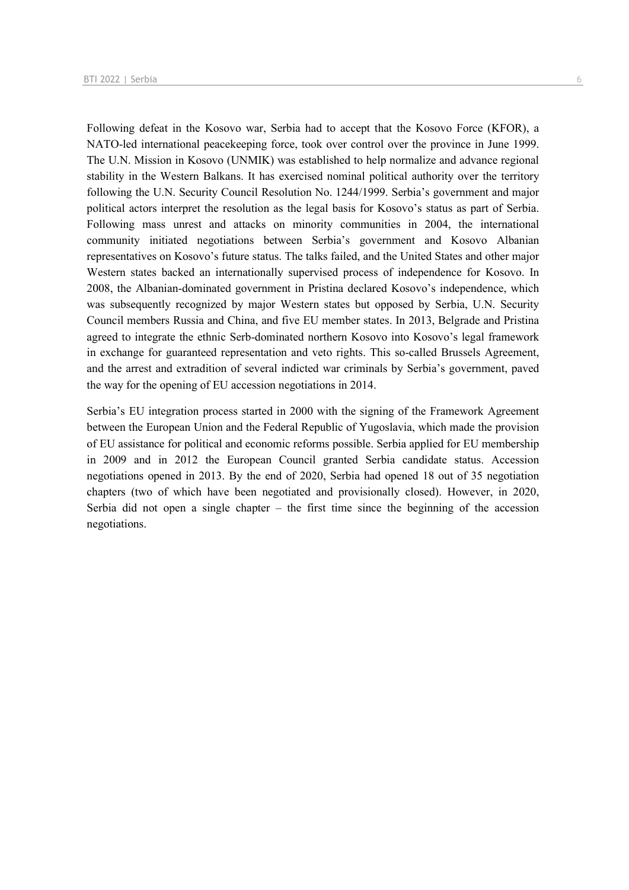Following defeat in the Kosovo war, Serbia had to accept that the Kosovo Force (KFOR), a NATO-led international peacekeeping force, took over control over the province in June 1999. The U.N. Mission in Kosovo (UNMIK) was established to help normalize and advance regional stability in the Western Balkans. It has exercised nominal political authority over the territory following the U.N. Security Council Resolution No. 1244/1999. Serbia's government and major political actors interpret the resolution as the legal basis for Kosovo's status as part of Serbia. Following mass unrest and attacks on minority communities in 2004, the international community initiated negotiations between Serbia's government and Kosovo Albanian representatives on Kosovo's future status. The talks failed, and the United States and other major Western states backed an internationally supervised process of independence for Kosovo. In 2008, the Albanian-dominated government in Pristina declared Kosovo's independence, which was subsequently recognized by major Western states but opposed by Serbia, U.N. Security Council members Russia and China, and five EU member states. In 2013, Belgrade and Pristina agreed to integrate the ethnic Serb-dominated northern Kosovo into Kosovo's legal framework in exchange for guaranteed representation and veto rights. This so-called Brussels Agreement, and the arrest and extradition of several indicted war criminals by Serbia's government, paved the way for the opening of EU accession negotiations in 2014.

Serbia's EU integration process started in 2000 with the signing of the Framework Agreement between the European Union and the Federal Republic of Yugoslavia, which made the provision of EU assistance for political and economic reforms possible. Serbia applied for EU membership in 2009 and in 2012 the European Council granted Serbia candidate status. Accession negotiations opened in 2013. By the end of 2020, Serbia had opened 18 out of 35 negotiation chapters (two of which have been negotiated and provisionally closed). However, in 2020, Serbia did not open a single chapter – the first time since the beginning of the accession negotiations.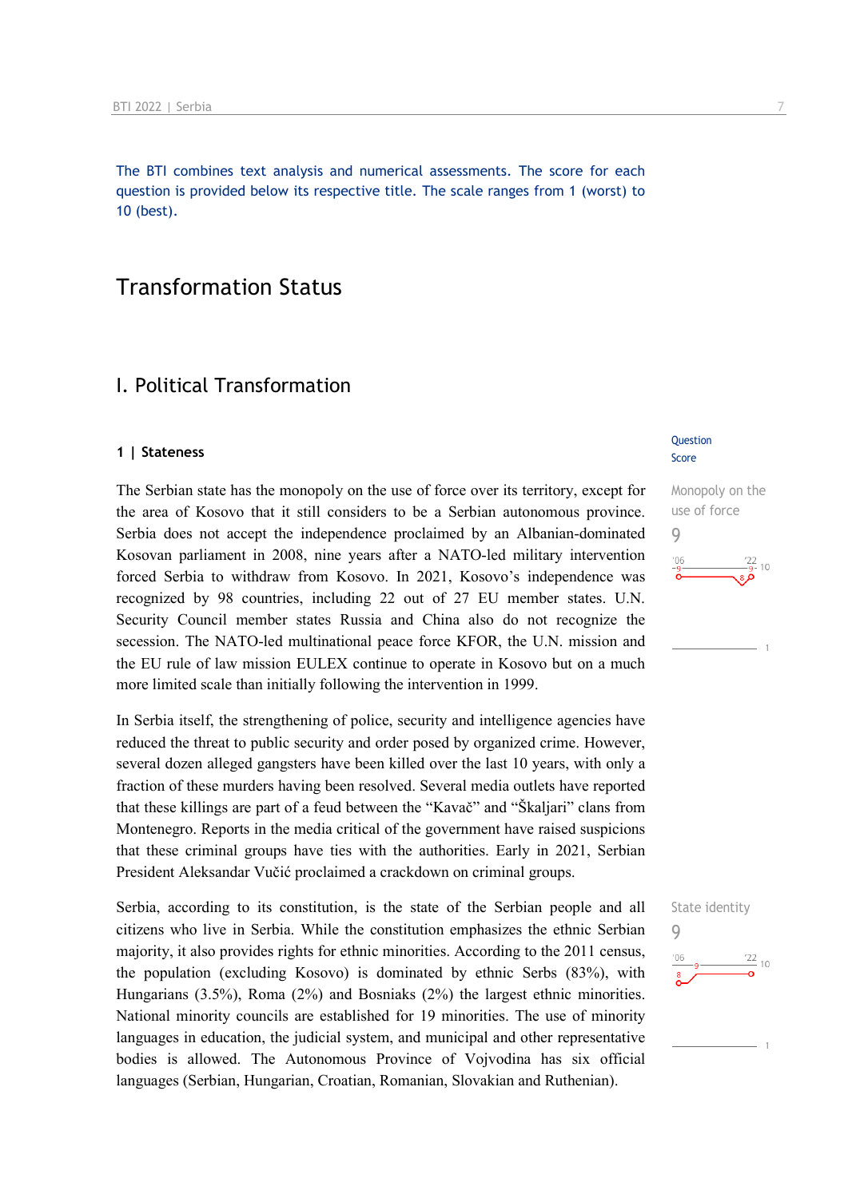The BTI combines text analysis and numerical assessments. The score for each question is provided below its respective title. The scale ranges from 1 (worst) to 10 (best).

# Transformation Status

## I. Political Transformation

### 1 | Stateness

Question Score

**Monopoly on the use of force**
9

The Serbian state has the monopoly on the use of force over its territory, except for the area of Kosovo that it still considers to be a Serbian autonomous province. Serbia does not accept the independence proclaimed by an Albanian-dominated Kosovan parliament in 2008, nine years after a NATO-led military intervention forced Serbia to withdraw from Kosovo. In 2021, Kosovo's independence was recognized by 98 countries, including 22 out of 27 EU member states. U.N. Security Council member states Russia and China also do not recognize the secession. The NATO-led multinational peace force KFOR, the U.N. mission and the EU rule of law mission EULEX continue to operate in Kosovo but on a much more limited scale than initially following the intervention in 1999.

In Serbia itself, the strengthening of police, security and intelligence agencies have reduced the threat to public security and order posed by organized crime. However, several dozen alleged gangsters have been killed over the last 10 years, with only a fraction of these murders having been resolved. Several media outlets have reported that these killings are part of a feud between the "Kavač" and "Škaljari" clans from Montenegro. Reports in the media critical of the government have raised suspicions that these criminal groups have ties with the authorities. Early in 2021, Serbian President Aleksandar Vučić proclaimed a crackdown on criminal groups.

**State identity**
9

Serbia, according to its constitution, is the state of the Serbian people and all citizens who live in Serbia. While the constitution emphasizes the ethnic Serbian majority, it also provides rights for ethnic minorities. According to the 2011 census, the population (excluding Kosovo) is dominated by ethnic Serbs (83%), with Hungarians (3.5%), Roma (2%) and Bosniaks (2%) the largest ethnic minorities. National minority councils are established for 19 minorities. The use of minority languages in education, the judicial system, and municipal and other representative bodies is allowed. The Autonomous Province of Vojvodina has six official languages (Serbian, Hungarian, Croatian, Romanian, Slovakian and Ruthenian).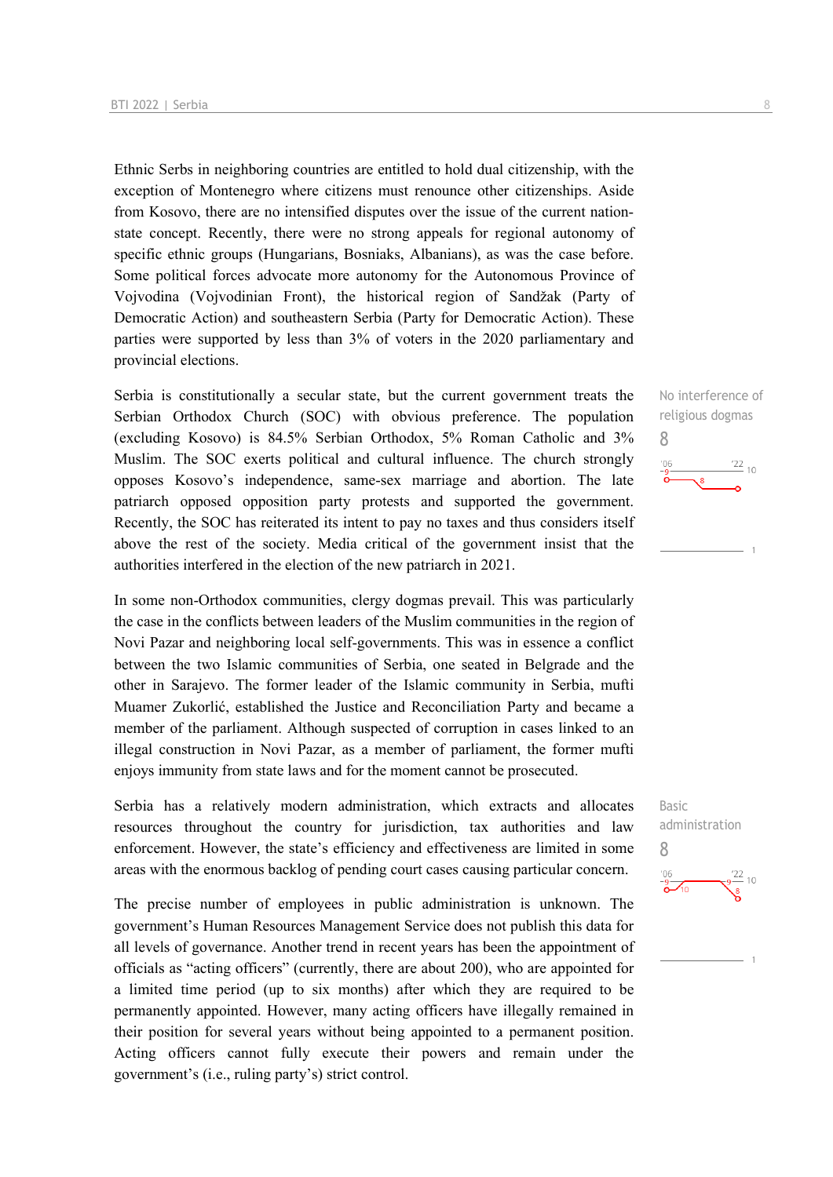Ethnic Serbs in neighboring countries are entitled to hold dual citizenship, with the exception of Montenegro where citizens must renounce other citizenships. Aside from Kosovo, there are no intensified disputes over the issue of the current nation-state concept. Recently, there were no strong appeals for regional autonomy of specific ethnic groups (Hungarians, Bosniaks, Albanians), as was the case before. Some political forces advocate more autonomy for the Autonomous Province of Vojvodina (Vojvodinian Front), the historical region of Sandžak (Party of Democratic Action) and southeastern Serbia (Party for Democratic Action). These parties were supported by less than 3% of voters in the 2020 parliamentary and provincial elections.

No interference of religious dogmas
8

Serbia is constitutionally a secular state, but the current government treats the Serbian Orthodox Church (SOC) with obvious preference. The population (excluding Kosovo) is 84.5% Serbian Orthodox, 5% Roman Catholic and 3% Muslim. The SOC exerts political and cultural influence. The church strongly opposes Kosovo's independence, same-sex marriage and abortion. The late patriarch opposed opposition party protests and supported the government. Recently, the SOC has reiterated its intent to pay no taxes and thus considers itself above the rest of the society. Media critical of the government insist that the authorities interfered in the election of the new patriarch in 2021.

In some non-Orthodox communities, clergy dogmas prevail. This was particularly the case in the conflicts between leaders of the Muslim communities in the region of Novi Pazar and neighboring local self-governments. This was in essence a conflict between the two Islamic communities of Serbia, one seated in Belgrade and the other in Sarajevo. The former leader of the Islamic community in Serbia, mufti Muamer Zukorlić, established the Justice and Reconciliation Party and became a member of the parliament. Although suspected of corruption in cases linked to an illegal construction in Novi Pazar, as a member of parliament, the former mufti enjoys immunity from state laws and for the moment cannot be prosecuted.

Basic administration
8

Serbia has a relatively modern administration, which extracts and allocates resources throughout the country for jurisdiction, tax authorities and law enforcement. However, the state's efficiency and effectiveness are limited in some areas with the enormous backlog of pending court cases causing particular concern.

The precise number of employees in public administration is unknown. The government's Human Resources Management Service does not publish this data for all levels of governance. Another trend in recent years has been the appointment of officials as "acting officers" (currently, there are about 200), who are appointed for a limited time period (up to six months) after which they are required to be permanently appointed. However, many acting officers have illegally remained in their position for several years without being appointed to a permanent position. Acting officers cannot fully execute their powers and remain under the government's (i.e., ruling party's) strict control.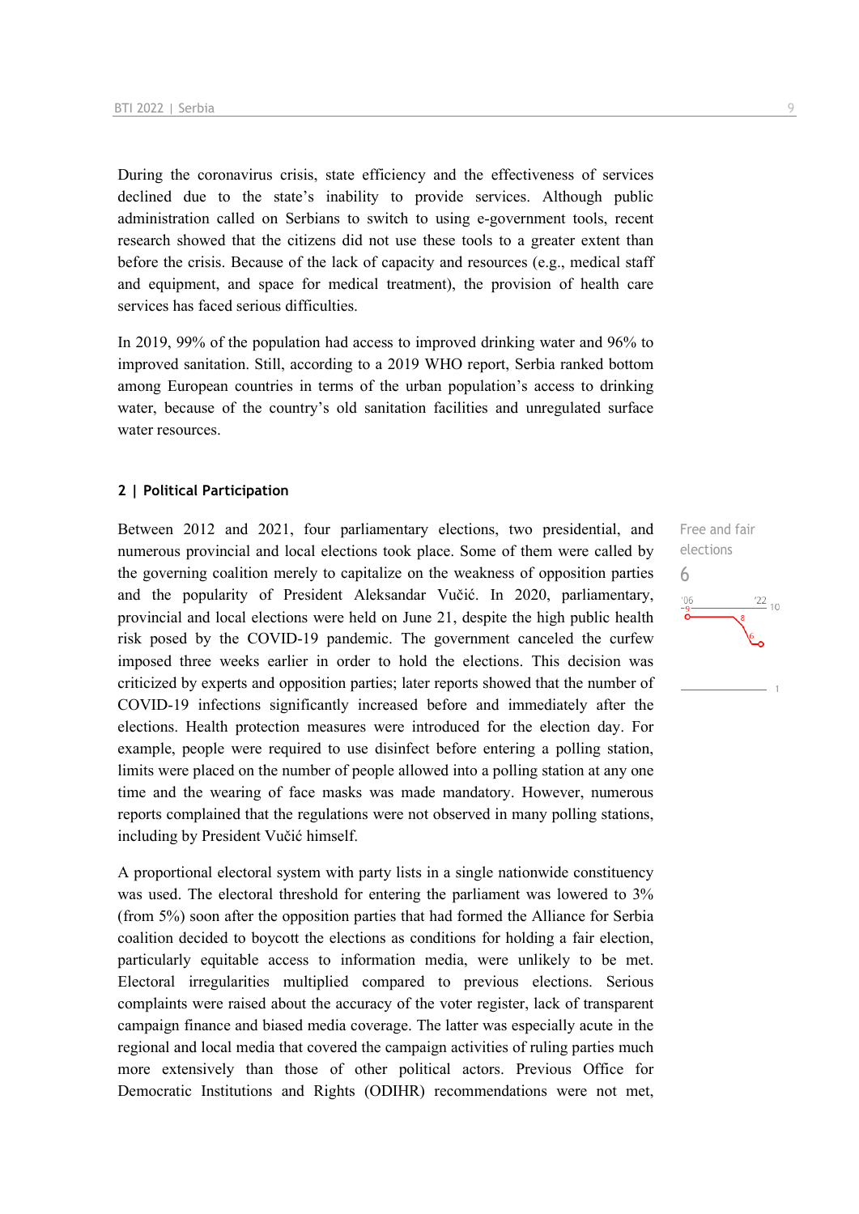During the coronavirus crisis, state efficiency and the effectiveness of services declined due to the state's inability to provide services. Although public administration called on Serbians to switch to using e-government tools, recent research showed that the citizens did not use these tools to a greater extent than before the crisis. Because of the lack of capacity and resources (e.g., medical staff and equipment, and space for medical treatment), the provision of health care services has faced serious difficulties.

In 2019, 99% of the population had access to improved drinking water and 96% to improved sanitation. Still, according to a 2019 WHO report, Serbia ranked bottom among European countries in terms of the urban population's access to drinking water, because of the country's old sanitation facilities and unregulated surface water resources.

### 2 | Political Participation

Free and fair elections
6

Between 2012 and 2021, four parliamentary elections, two presidential, and numerous provincial and local elections took place. Some of them were called by the governing coalition merely to capitalize on the weakness of opposition parties and the popularity of President Aleksandar Vučić. In 2020, parliamentary, provincial and local elections were held on June 21, despite the high public health risk posed by the COVID-19 pandemic. The government canceled the curfew imposed three weeks earlier in order to hold the elections. This decision was criticized by experts and opposition parties; later reports showed that the number of COVID-19 infections significantly increased before and immediately after the elections. Health protection measures were introduced for the election day. For example, people were required to use disinfect before entering a polling station, limits were placed on the number of people allowed into a polling station at any one time and the wearing of face masks was made mandatory. However, numerous reports complained that the regulations were not observed in many polling stations, including by President Vučić himself.

A proportional electoral system with party lists in a single nationwide constituency was used. The electoral threshold for entering the parliament was lowered to 3% (from 5%) soon after the opposition parties that had formed the Alliance for Serbia coalition decided to boycott the elections as conditions for holding a fair election, particularly equitable access to information media, were unlikely to be met. Electoral irregularities multiplied compared to previous elections. Serious complaints were raised about the accuracy of the voter register, lack of transparent campaign finance and biased media coverage. The latter was especially acute in the regional and local media that covered the campaign activities of ruling parties much more extensively than those of other political actors. Previous Office for Democratic Institutions and Rights (ODIHR) recommendations were not met,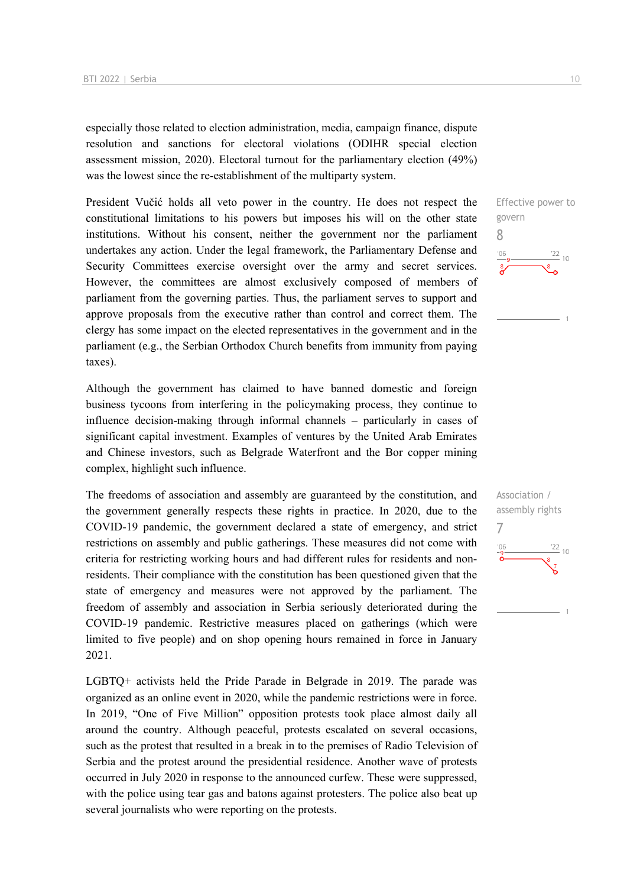especially those related to election administration, media, campaign finance, dispute resolution and sanctions for electoral violations (ODIHR special election assessment mission, 2020). Electoral turnout for the parliamentary election (49%) was the lowest since the re-establishment of the multiparty system.

President Vučić holds all veto power in the country. He does not respect the constitutional limitations to his powers but imposes his will on the other state institutions. Without his consent, neither the government nor the parliament undertakes any action. Under the legal framework, the Parliamentary Defense and Security Committees exercise oversight over the army and secret services. However, the committees are almost exclusively composed of members of parliament from the governing parties. Thus, the parliament serves to support and approve proposals from the executive rather than control and correct them. The clergy has some impact on the elected representatives in the government and in the parliament (e.g., the Serbian Orthodox Church benefits from immunity from paying taxes).

Effective power to govern
8

Although the government has claimed to have banned domestic and foreign business tycoons from interfering in the policymaking process, they continue to influence decision-making through informal channels – particularly in cases of significant capital investment. Examples of ventures by the United Arab Emirates and Chinese investors, such as Belgrade Waterfront and the Bor copper mining complex, highlight such influence.

The freedoms of association and assembly are guaranteed by the constitution, and the government generally respects these rights in practice. In 2020, due to the COVID-19 pandemic, the government declared a state of emergency, and strict restrictions on assembly and public gatherings. These measures did not come with criteria for restricting working hours and had different rules for residents and non-residents. Their compliance with the constitution has been questioned given that the state of emergency and measures were not approved by the parliament. The freedom of assembly and association in Serbia seriously deteriorated during the COVID-19 pandemic. Restrictive measures placed on gatherings (which were limited to five people) and on shop opening hours remained in force in January 2021.

Association / assembly rights
7

LGBTQ+ activists held the Pride Parade in Belgrade in 2019. The parade was organized as an online event in 2020, while the pandemic restrictions were in force. In 2019, "One of Five Million" opposition protests took place almost daily all around the country. Although peaceful, protests escalated on several occasions, such as the protest that resulted in a break in to the premises of Radio Television of Serbia and the protest around the presidential residence. Another wave of protests occurred in July 2020 in response to the announced curfew. These were suppressed, with the police using tear gas and batons against protesters. The police also beat up several journalists who were reporting on the protests.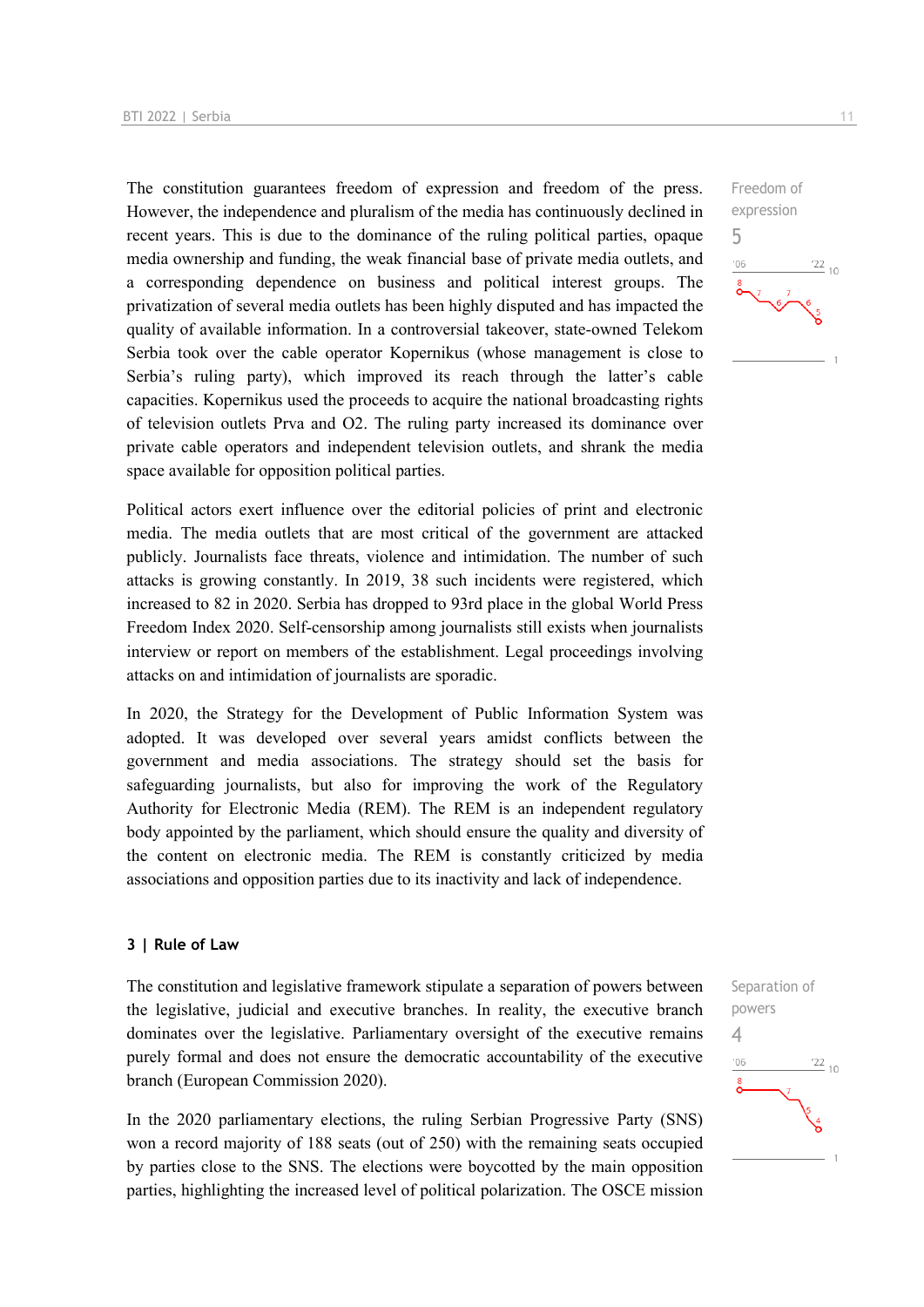The constitution guarantees freedom of expression and freedom of the press. However, the independence and pluralism of the media has continuously declined in recent years. This is due to the dominance of the ruling political parties, opaque media ownership and funding, the weak financial base of private media outlets, and a corresponding dependence on business and political interest groups. The privatization of several media outlets has been highly disputed and has impacted the quality of available information. In a controversial takeover, state-owned Telekom Serbia took over the cable operator Kopernikus (whose management is close to Serbia's ruling party), which improved its reach through the latter's cable capacities. Kopernikus used the proceeds to acquire the national broadcasting rights of television outlets Prva and O2. The ruling party increased its dominance over private cable operators and independent television outlets, and shrank the media space available for opposition political parties.

Freedom of expression
5

Political actors exert influence over the editorial policies of print and electronic media. The media outlets that are most critical of the government are attacked publicly. Journalists face threats, violence and intimidation. The number of such attacks is growing constantly. In 2019, 38 such incidents were registered, which increased to 82 in 2020. Serbia has dropped to 93rd place in the global World Press Freedom Index 2020. Self-censorship among journalists still exists when journalists interview or report on members of the establishment. Legal proceedings involving attacks on and intimidation of journalists are sporadic.

In 2020, the Strategy for the Development of Public Information System was adopted. It was developed over several years amidst conflicts between the government and media associations. The strategy should set the basis for safeguarding journalists, but also for improving the work of the Regulatory Authority for Electronic Media (REM). The REM is an independent regulatory body appointed by the parliament, which should ensure the quality and diversity of the content on electronic media. The REM is constantly criticized by media associations and opposition parties due to its inactivity and lack of independence.

### 3 | Rule of Law

The constitution and legislative framework stipulate a separation of powers between the legislative, judicial and executive branches. In reality, the executive branch dominates over the legislative. Parliamentary oversight of the executive remains purely formal and does not ensure the democratic accountability of the executive branch (European Commission 2020).

Separation of powers
4

In the 2020 parliamentary elections, the ruling Serbian Progressive Party (SNS) won a record majority of 188 seats (out of 250) with the remaining seats occupied by parties close to the SNS. The elections were boycotted by the main opposition parties, highlighting the increased level of political polarization. The OSCE mission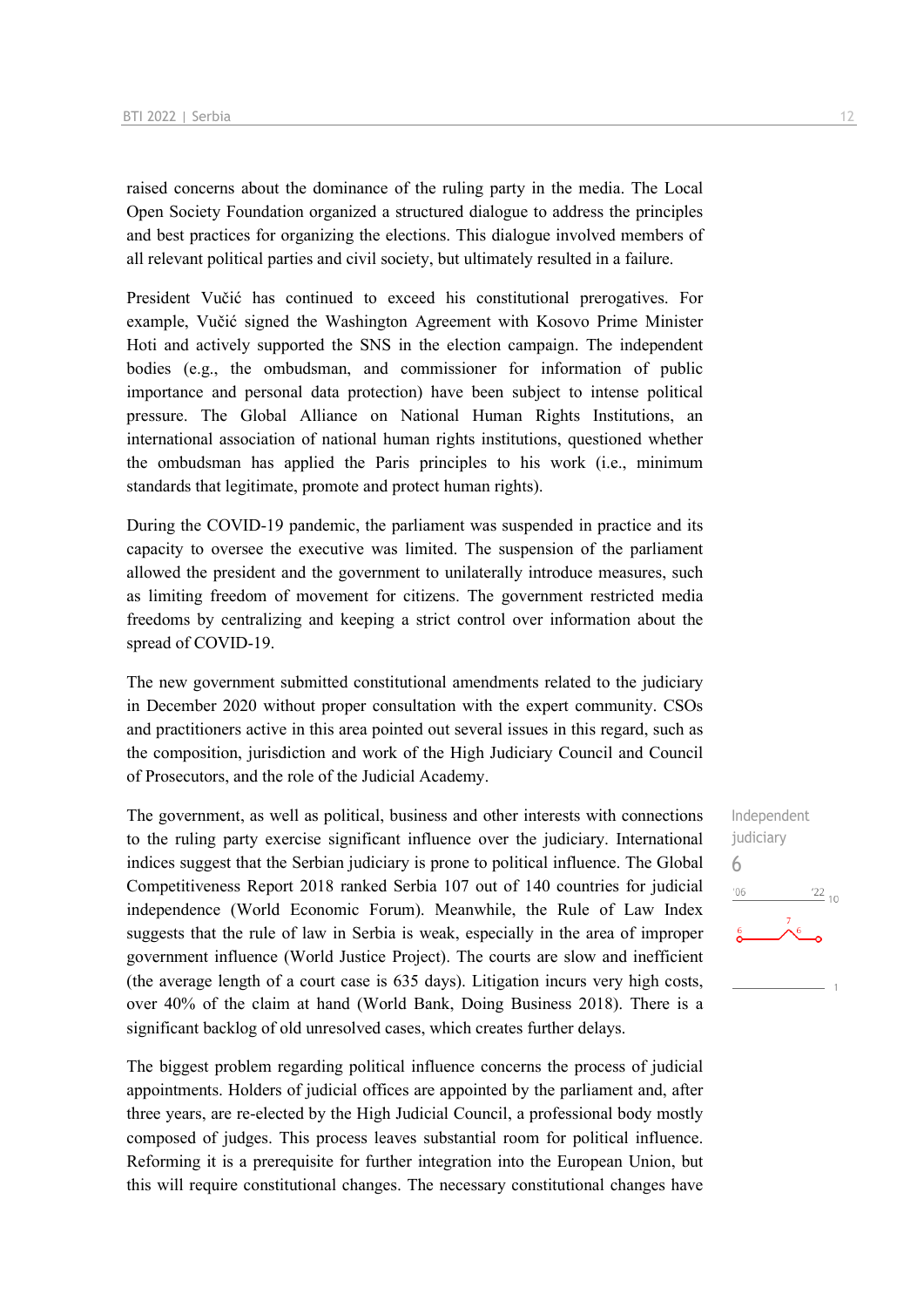raised concerns about the dominance of the ruling party in the media. The Local Open Society Foundation organized a structured dialogue to address the principles and best practices for organizing the elections. This dialogue involved members of all relevant political parties and civil society, but ultimately resulted in a failure.

President Vučić has continued to exceed his constitutional prerogatives. For example, Vučić signed the Washington Agreement with Kosovo Prime Minister Hoti and actively supported the SNS in the election campaign. The independent bodies (e.g., the ombudsman, and commissioner for information of public importance and personal data protection) have been subject to intense political pressure. The Global Alliance on National Human Rights Institutions, an international association of national human rights institutions, questioned whether the ombudsman has applied the Paris principles to his work (i.e., minimum standards that legitimate, promote and protect human rights).

During the COVID-19 pandemic, the parliament was suspended in practice and its capacity to oversee the executive was limited. The suspension of the parliament allowed the president and the government to unilaterally introduce measures, such as limiting freedom of movement for citizens. The government restricted media freedoms by centralizing and keeping a strict control over information about the spread of COVID-19.

The new government submitted constitutional amendments related to the judiciary in December 2020 without proper consultation with the expert community. CSOs and practitioners active in this area pointed out several issues in this regard, such as the composition, jurisdiction and work of the High Judiciary Council and Council of Prosecutors, and the role of the Judicial Academy.

Independent judiciary
6

The government, as well as political, business and other interests with connections to the ruling party exercise significant influence over the judiciary. International indices suggest that the Serbian judiciary is prone to political influence. The Global Competitiveness Report 2018 ranked Serbia 107 out of 140 countries for judicial independence (World Economic Forum). Meanwhile, the Rule of Law Index suggests that the rule of law in Serbia is weak, especially in the area of improper government influence (World Justice Project). The courts are slow and inefficient (the average length of a court case is 635 days). Litigation incurs very high costs, over 40% of the claim at hand (World Bank, Doing Business 2018). There is a significant backlog of old unresolved cases, which creates further delays.

The biggest problem regarding political influence concerns the process of judicial appointments. Holders of judicial offices are appointed by the parliament and, after three years, are re-elected by the High Judicial Council, a professional body mostly composed of judges. This process leaves substantial room for political influence. Reforming it is a prerequisite for further integration into the European Union, but this will require constitutional changes. The necessary constitutional changes have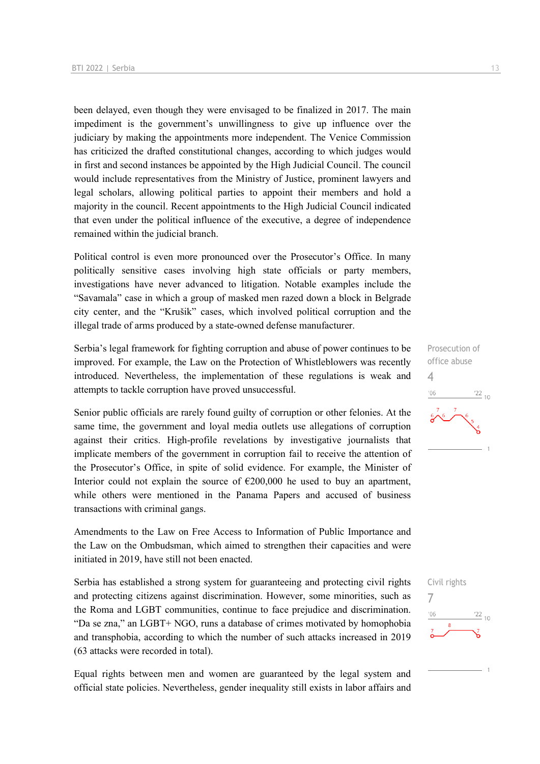been delayed, even though they were envisaged to be finalized in 2017. The main impediment is the government's unwillingness to give up influence over the judiciary by making the appointments more independent. The Venice Commission has criticized the drafted constitutional changes, according to which judges would in first and second instances be appointed by the High Judicial Council. The council would include representatives from the Ministry of Justice, prominent lawyers and legal scholars, allowing political parties to appoint their members and hold a majority in the council. Recent appointments to the High Judicial Council indicated that even under the political influence of the executive, a degree of independence remained within the judicial branch.

Political control is even more pronounced over the Prosecutor's Office. In many politically sensitive cases involving high state officials or party members, investigations have never advanced to litigation. Notable examples include the "Savamala" case in which a group of masked men razed down a block in Belgrade city center, and the "Krušik" cases, which involved political corruption and the illegal trade of arms produced by a state-owned defense manufacturer.

Prosecution of office abuse
4

Serbia's legal framework for fighting corruption and abuse of power continues to be improved. For example, the Law on the Protection of Whistleblowers was recently introduced. Nevertheless, the implementation of these regulations is weak and attempts to tackle corruption have proved unsuccessful.

Senior public officials are rarely found guilty of corruption or other felonies. At the same time, the government and loyal media outlets use allegations of corruption against their critics. High-profile revelations by investigative journalists that implicate members of the government in corruption fail to receive the attention of the Prosecutor's Office, in spite of solid evidence. For example, the Minister of Interior could not explain the source of €200,000 he used to buy an apartment, while others were mentioned in the Panama Papers and accused of business transactions with criminal gangs.

Amendments to the Law on Free Access to Information of Public Importance and the Law on the Ombudsman, which aimed to strengthen their capacities and were initiated in 2019, have still not been enacted.

Civil rights
7

Serbia has established a strong system for guaranteeing and protecting civil rights and protecting citizens against discrimination. However, some minorities, such as the Roma and LGBT communities, continue to face prejudice and discrimination. "Da se zna," an LGBT+ NGO, runs a database of crimes motivated by homophobia and transphobia, according to which the number of such attacks increased in 2019 (63 attacks were recorded in total).

Equal rights between men and women are guaranteed by the legal system and official state policies. Nevertheless, gender inequality still exists in labor affairs and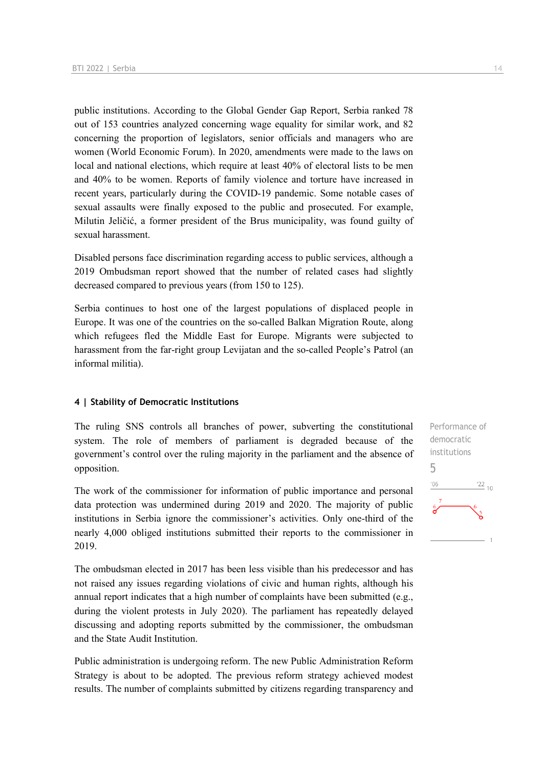public institutions. According to the Global Gender Gap Report, Serbia ranked 78 out of 153 countries analyzed concerning wage equality for similar work, and 82 concerning the proportion of legislators, senior officials and managers who are women (World Economic Forum). In 2020, amendments were made to the laws on local and national elections, which require at least 40% of electoral lists to be men and 40% to be women. Reports of family violence and torture have increased in recent years, particularly during the COVID-19 pandemic. Some notable cases of sexual assaults were finally exposed to the public and prosecuted. For example, Milutin Jeličić, a former president of the Brus municipality, was found guilty of sexual harassment.

Disabled persons face discrimination regarding access to public services, although a 2019 Ombudsman report showed that the number of related cases had slightly decreased compared to previous years (from 150 to 125).

Serbia continues to host one of the largest populations of displaced people in Europe. It was one of the countries on the so-called Balkan Migration Route, along which refugees fled the Middle East for Europe. Migrants were subjected to harassment from the far-right group Levijatan and the so-called People's Patrol (an informal militia).

#### 4 | Stability of Democratic Institutions

The ruling SNS controls all branches of power, subverting the constitutional system. The role of members of parliament is degraded because of the government's control over the ruling majority in the parliament and the absence of opposition.

Performance of democratic institutions
5

The work of the commissioner for information of public importance and personal data protection was undermined during 2019 and 2020. The majority of public institutions in Serbia ignore the commissioner's activities. Only one-third of the nearly 4,000 obliged institutions submitted their reports to the commissioner in 2019.

The ombudsman elected in 2017 has been less visible than his predecessor and has not raised any issues regarding violations of civic and human rights, although his annual report indicates that a high number of complaints have been submitted (e.g., during the violent protests in July 2020). The parliament has repeatedly delayed discussing and adopting reports submitted by the commissioner, the ombudsman and the State Audit Institution.

Public administration is undergoing reform. The new Public Administration Reform Strategy is about to be adopted. The previous reform strategy achieved modest results. The number of complaints submitted by citizens regarding transparency and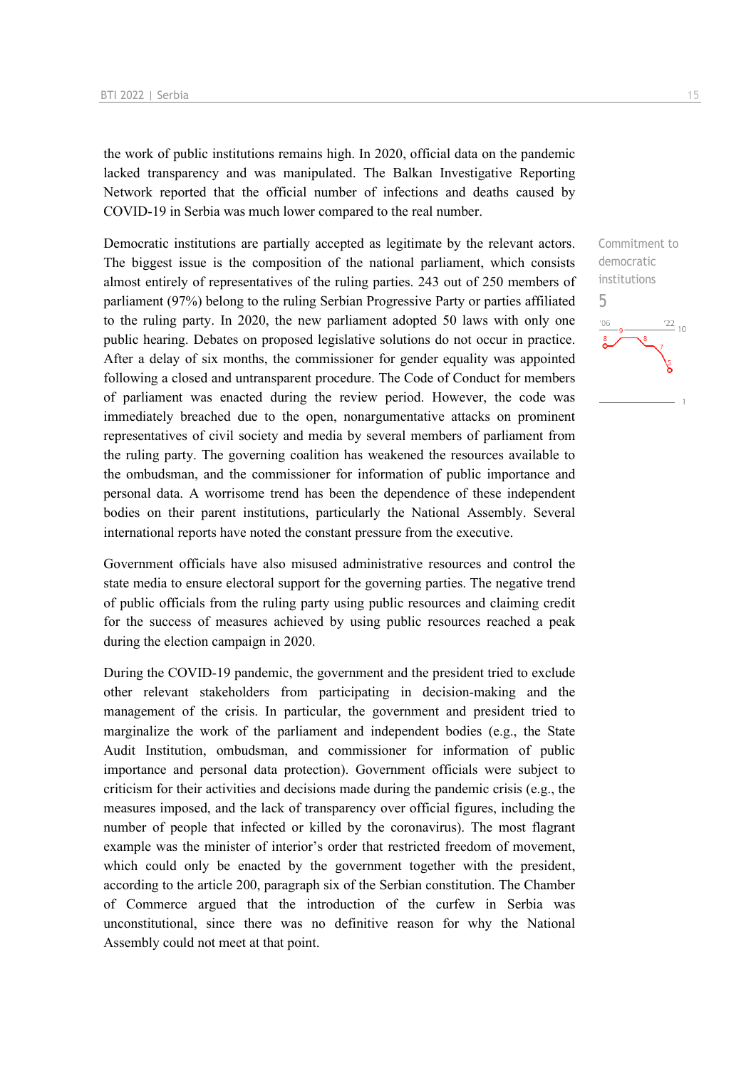the work of public institutions remains high. In 2020, official data on the pandemic lacked transparency and was manipulated. The Balkan Investigative Reporting Network reported that the official number of infections and deaths caused by COVID-19 in Serbia was much lower compared to the real number.

Commitment to democratic institutions
5

Democratic institutions are partially accepted as legitimate by the relevant actors. The biggest issue is the composition of the national parliament, which consists almost entirely of representatives of the ruling parties. 243 out of 250 members of parliament (97%) belong to the ruling Serbian Progressive Party or parties affiliated to the ruling party. In 2020, the new parliament adopted 50 laws with only one public hearing. Debates on proposed legislative solutions do not occur in practice. After a delay of six months, the commissioner for gender equality was appointed following a closed and untransparent procedure. The Code of Conduct for members of parliament was enacted during the review period. However, the code was immediately breached due to the open, nonargumentative attacks on prominent representatives of civil society and media by several members of parliament from the ruling party. The governing coalition has weakened the resources available to the ombudsman, and the commissioner for information of public importance and personal data. A worrisome trend has been the dependence of these independent bodies on their parent institutions, particularly the National Assembly. Several international reports have noted the constant pressure from the executive.

Government officials have also misused administrative resources and control the state media to ensure electoral support for the governing parties. The negative trend of public officials from the ruling party using public resources and claiming credit for the success of measures achieved by using public resources reached a peak during the election campaign in 2020.

During the COVID-19 pandemic, the government and the president tried to exclude other relevant stakeholders from participating in decision-making and the management of the crisis. In particular, the government and president tried to marginalize the work of the parliament and independent bodies (e.g., the State Audit Institution, ombudsman, and commissioner for information of public importance and personal data protection). Government officials were subject to criticism for their activities and decisions made during the pandemic crisis (e.g., the measures imposed, and the lack of transparency over official figures, including the number of people that infected or killed by the coronavirus). The most flagrant example was the minister of interior's order that restricted freedom of movement, which could only be enacted by the government together with the president, according to the article 200, paragraph six of the Serbian constitution. The Chamber of Commerce argued that the introduction of the curfew in Serbia was unconstitutional, since there was no definitive reason for why the National Assembly could not meet at that point.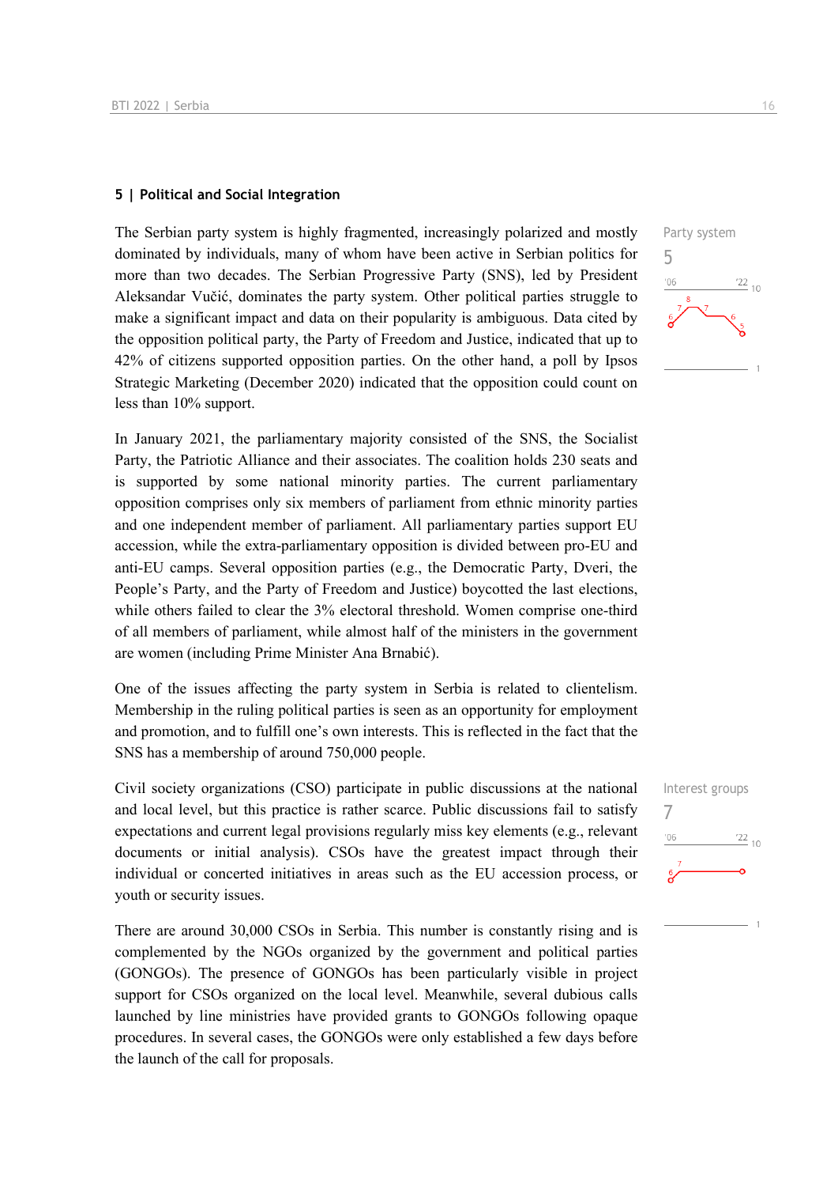## 5 | Political and Social Integration

Party system

5

The Serbian party system is highly fragmented, increasingly polarized and mostly dominated by individuals, many of whom have been active in Serbian politics for more than two decades. The Serbian Progressive Party (SNS), led by President Aleksandar Vučić, dominates the party system. Other political parties struggle to make a significant impact and data on their popularity is ambiguous. Data cited by the opposition political party, the Party of Freedom and Justice, indicated that up to 42% of citizens supported opposition parties. On the other hand, a poll by Ipsos Strategic Marketing (December 2020) indicated that the opposition could count on less than 10% support.

In January 2021, the parliamentary majority consisted of the SNS, the Socialist Party, the Patriotic Alliance and their associates. The coalition holds 230 seats and is supported by some national minority parties. The current parliamentary opposition comprises only six members of parliament from ethnic minority parties and one independent member of parliament. All parliamentary parties support EU accession, while the extra-parliamentary opposition is divided between pro-EU and anti-EU camps. Several opposition parties (e.g., the Democratic Party, Dveri, the People's Party, and the Party of Freedom and Justice) boycotted the last elections, while others failed to clear the 3% electoral threshold. Women comprise one-third of all members of parliament, while almost half of the ministers in the government are women (including Prime Minister Ana Brnabić).

One of the issues affecting the party system in Serbia is related to clientelism. Membership in the ruling political parties is seen as an opportunity for employment and promotion, and to fulfill one's own interests. This is reflected in the fact that the SNS has a membership of around 750,000 people.

Interest groups

7

Civil society organizations (CSO) participate in public discussions at the national and local level, but this practice is rather scarce. Public discussions fail to satisfy expectations and current legal provisions regularly miss key elements (e.g., relevant documents or initial analysis). CSOs have the greatest impact through their individual or concerted initiatives in areas such as the EU accession process, or youth or security issues.

There are around 30,000 CSOs in Serbia. This number is constantly rising and is complemented by the NGOs organized by the government and political parties (GONGOs). The presence of GONGOs has been particularly visible in project support for CSOs organized on the local level. Meanwhile, several dubious calls launched by line ministries have provided grants to GONGOs following opaque procedures. In several cases, the GONGOs were only established a few days before the launch of the call for proposals.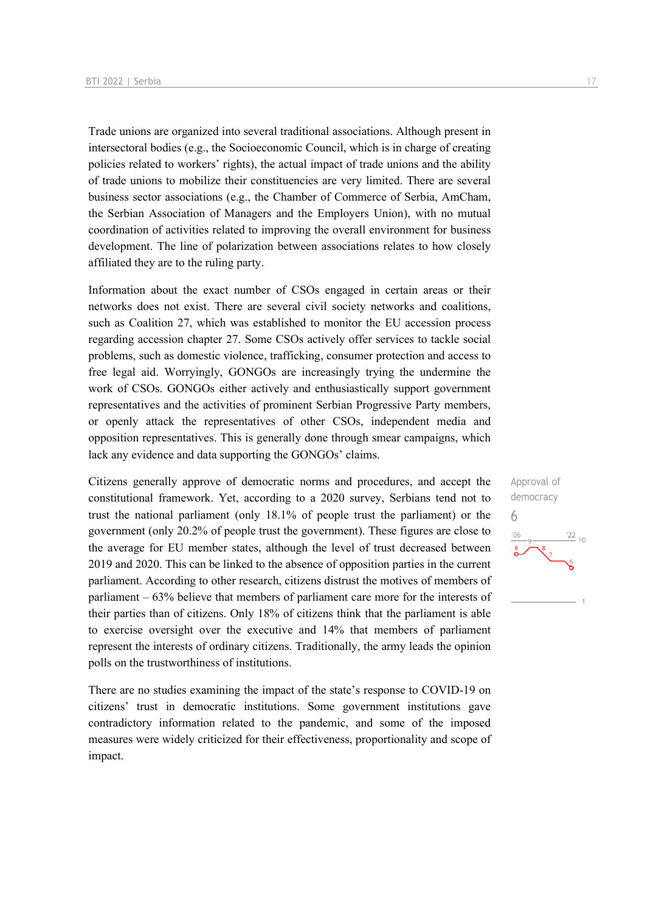Trade unions are organized into several traditional associations. Although present in intersectoral bodies (e.g., the Socioeconomic Council, which is in charge of creating policies related to workers' rights), the actual impact of trade unions and the ability of trade unions to mobilize their constituencies are very limited. There are several business sector associations (e.g., the Chamber of Commerce of Serbia, AmCham, the Serbian Association of Managers and the Employers Union), with no mutual coordination of activities related to improving the overall environment for business development. The line of polarization between associations relates to how closely affiliated they are to the ruling party.

Information about the exact number of CSOs engaged in certain areas or their networks does not exist. There are several civil society networks and coalitions, such as Coalition 27, which was established to monitor the EU accession process regarding accession chapter 27. Some CSOs actively offer services to tackle social problems, such as domestic violence, trafficking, consumer protection and access to free legal aid. Worryingly, GONGOs are increasingly trying the undermine the work of CSOs. GONGOs either actively and enthusiastically support government representatives and the activities of prominent Serbian Progressive Party members, or openly attack the representatives of other CSOs, independent media and opposition representatives. This is generally done through smear campaigns, which lack any evidence and data supporting the GONGOs' claims.

Approval of democracy

6

Citizens generally approve of democratic norms and procedures, and accept the constitutional framework. Yet, according to a 2020 survey, Serbians tend not to trust the national parliament (only 18.1% of people trust the parliament) or the government (only 20.2% of people trust the government). These figures are close to the average for EU member states, although the level of trust decreased between 2019 and 2020. This can be linked to the absence of opposition parties in the current parliament. According to other research, citizens distrust the motives of members of parliament – 63% believe that members of parliament care more for the interests of their parties than of citizens. Only 18% of citizens think that the parliament is able to exercise oversight over the executive and 14% that members of parliament represent the interests of ordinary citizens. Traditionally, the army leads the opinion polls on the trustworthiness of institutions.

There are no studies examining the impact of the state's response to COVID-19 on citizens' trust in democratic institutions. Some government institutions gave contradictory information related to the pandemic, and some of the imposed measures were widely criticized for their effectiveness, proportionality and scope of impact.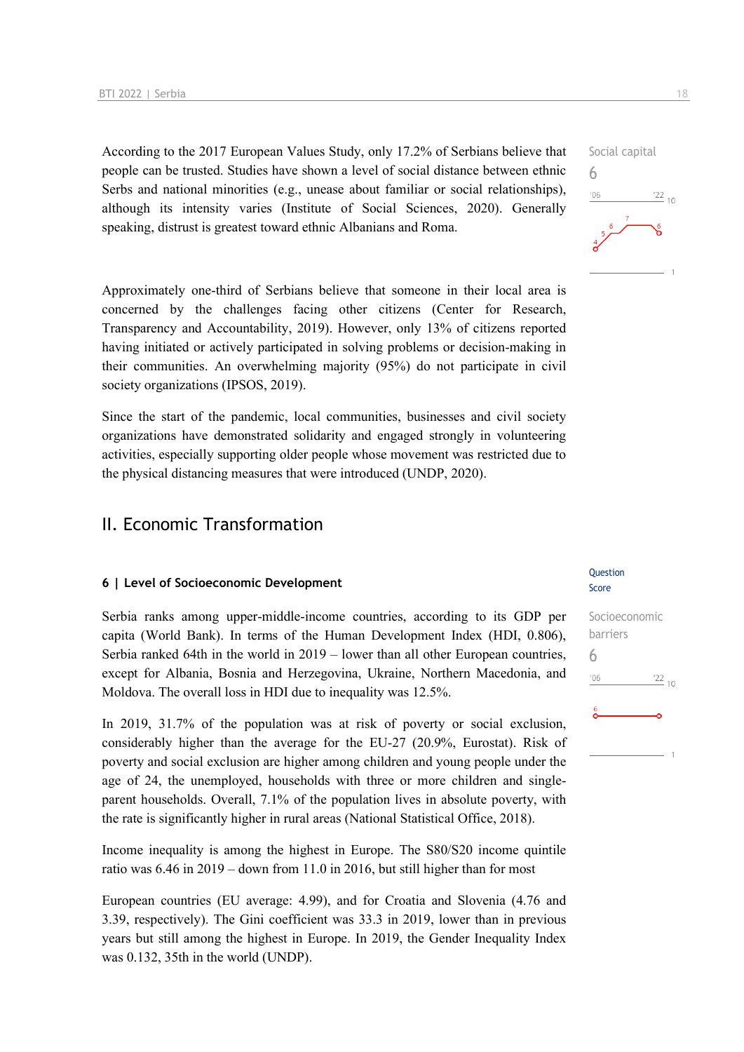According to the 2017 European Values Study, only 17.2% of Serbians believe that people can be trusted. Studies have shown a level of social distance between ethnic Serbs and national minorities (e.g., unease about familiar or social relationships), although its intensity varies (Institute of Social Sciences, 2020). Generally speaking, distrust is greatest toward ethnic Albanians and Roma.

Social capital
6

Approximately one-third of Serbians believe that someone in their local area is concerned by the challenges facing other citizens (Center for Research, Transparency and Accountability, 2019). However, only 13% of citizens reported having initiated or actively participated in solving problems or decision-making in their communities. An overwhelming majority (95%) do not participate in civil society organizations (IPSOS, 2019).

Since the start of the pandemic, local communities, businesses and civil society organizations have demonstrated solidarity and engaged strongly in volunteering activities, especially supporting older people whose movement was restricted due to the physical distancing measures that were introduced (UNDP, 2020).

## II. Economic Transformation

### 6 | Level of Socioeconomic Development

Question Score

Socioeconomic barriers
6

Serbia ranks among upper-middle-income countries, according to its GDP per capita (World Bank). In terms of the Human Development Index (HDI, 0.806), Serbia ranked 64th in the world in 2019 – lower than all other European countries, except for Albania, Bosnia and Herzegovina, Ukraine, Northern Macedonia, and Moldova. The overall loss in HDI due to inequality was 12.5%.

In 2019, 31.7% of the population was at risk of poverty or social exclusion, considerably higher than the average for the EU-27 (20.9%, Eurostat). Risk of poverty and social exclusion are higher among children and young people under the age of 24, the unemployed, households with three or more children and single-parent households. Overall, 7.1% of the population lives in absolute poverty, with the rate is significantly higher in rural areas (National Statistical Office, 2018).

Income inequality is among the highest in Europe. The S80/S20 income quintile ratio was 6.46 in 2019 – down from 11.0 in 2016, but still higher than for most European countries (EU average: 4.99), and for Croatia and Slovenia (4.76 and 3.39, respectively). The Gini coefficient was 33.3 in 2019, lower than in previous years but still among the highest in Europe. In 2019, the Gender Inequality Index was 0.132, 35th in the world (UNDP).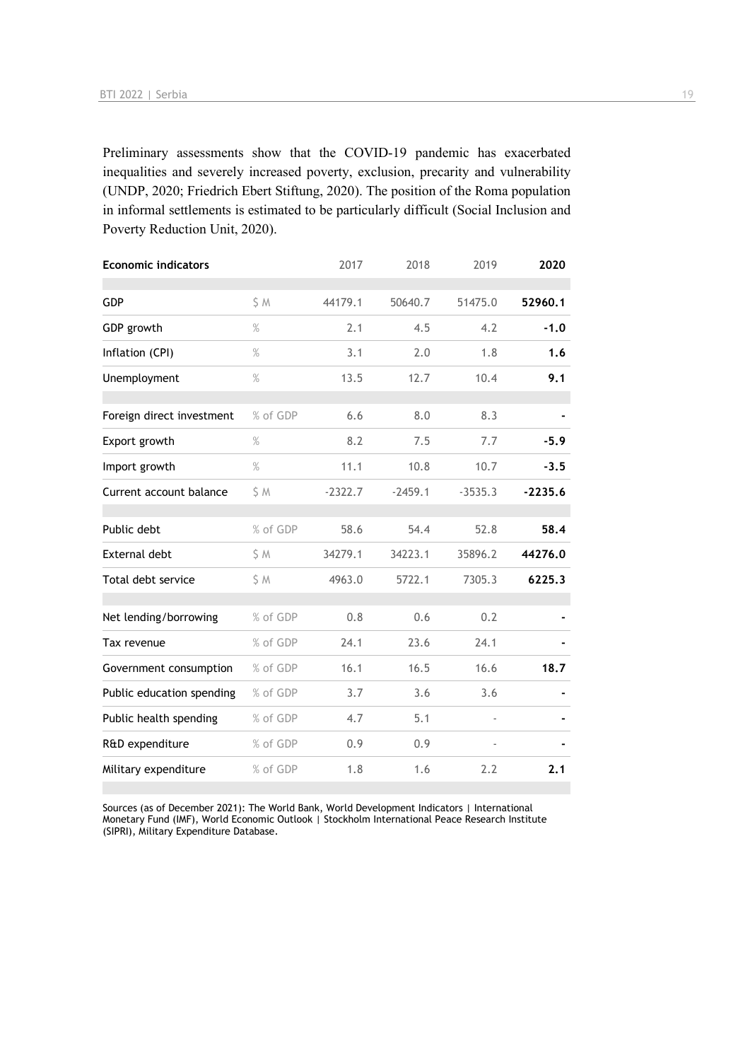Preliminary assessments show that the COVID-19 pandemic has exacerbated inequalities and severely increased poverty, exclusion, precarity and vulnerability (UNDP, 2020; Friedrich Ebert Stiftung, 2020). The position of the Roma population in informal settlements is estimated to be particularly difficult (Social Inclusion and Poverty Reduction Unit, 2020).

| Economic indicators | | 2017 | 2018 | 2019 | 2020 |
|---|---|---|---|---|---|
| GDP | $ M | 44179.1 | 50640.7 | 51475.0 | **52960.1** |
| GDP growth | % | 2.1 | 4.5 | 4.2 | **-1.0** |
| Inflation (CPI) | % | 3.1 | 2.0 | 1.8 | **1.6** |
| Unemployment | % | 13.5 | 12.7 | 10.4 | **9.1** |
| Foreign direct investment | % of GDP | 6.6 | 8.0 | 8.3 | **-** |
| Export growth | % | 8.2 | 7.5 | 7.7 | **-5.9** |
| Import growth | % | 11.1 | 10.8 | 10.7 | **-3.5** |
| Current account balance | $ M | -2322.7 | -2459.1 | -3535.3 | **-2235.6** |
| Public debt | % of GDP | 58.6 | 54.4 | 52.8 | **58.4** |
| External debt | $ M | 34279.1 | 34223.1 | 35896.2 | **44276.0** |
| Total debt service | $ M | 4963.0 | 5722.1 | 7305.3 | **6225.3** |
| Net lending/borrowing | % of GDP | 0.8 | 0.6 | 0.2 | **-** |
| Tax revenue | % of GDP | 24.1 | 23.6 | 24.1 | **-** |
| Government consumption | % of GDP | 16.1 | 16.5 | 16.6 | **18.7** |
| Public education spending | % of GDP | 3.7 | 3.6 | 3.6 | **-** |
| Public health spending | % of GDP | 4.7 | 5.1 | - | **-** |
| R&D expenditure | % of GDP | 0.9 | 0.9 | - | **-** |
| Military expenditure | % of GDP | 1.8 | 1.6 | 2.2 | **2.1** |

Sources (as of December 2021): The World Bank, World Development Indicators | International Monetary Fund (IMF), World Economic Outlook | Stockholm International Peace Research Institute (SIPRI), Military Expenditure Database.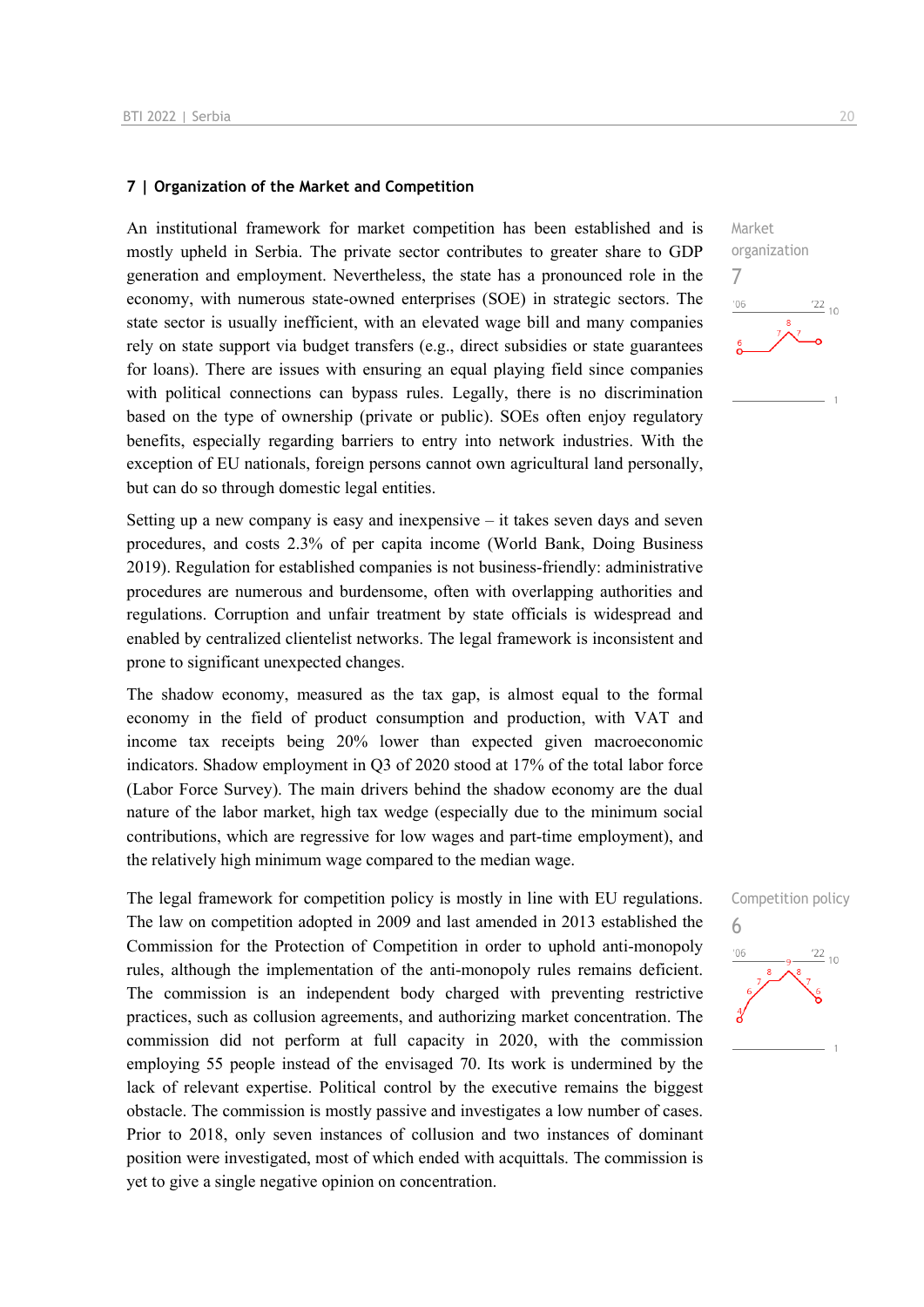## 7 | Organization of the Market and Competition

Market organization
7

An institutional framework for market competition has been established and is mostly upheld in Serbia. The private sector contributes to greater share to GDP generation and employment. Nevertheless, the state has a pronounced role in the economy, with numerous state-owned enterprises (SOE) in strategic sectors. The state sector is usually inefficient, with an elevated wage bill and many companies rely on state support via budget transfers (e.g., direct subsidies or state guarantees for loans). There are issues with ensuring an equal playing field since companies with political connections can bypass rules. Legally, there is no discrimination based on the type of ownership (private or public). SOEs often enjoy regulatory benefits, especially regarding barriers to entry into network industries. With the exception of EU nationals, foreign persons cannot own agricultural land personally, but can do so through domestic legal entities.

Setting up a new company is easy and inexpensive – it takes seven days and seven procedures, and costs 2.3% of per capita income (World Bank, Doing Business 2019). Regulation for established companies is not business-friendly: administrative procedures are numerous and burdensome, often with overlapping authorities and regulations. Corruption and unfair treatment by state officials is widespread and enabled by centralized clientelist networks. The legal framework is inconsistent and prone to significant unexpected changes.

The shadow economy, measured as the tax gap, is almost equal to the formal economy in the field of product consumption and production, with VAT and income tax receipts being 20% lower than expected given macroeconomic indicators. Shadow employment in Q3 of 2020 stood at 17% of the total labor force (Labor Force Survey). The main drivers behind the shadow economy are the dual nature of the labor market, high tax wedge (especially due to the minimum social contributions, which are regressive for low wages and part-time employment), and the relatively high minimum wage compared to the median wage.

Competition policy
6

The legal framework for competition policy is mostly in line with EU regulations. The law on competition adopted in 2009 and last amended in 2013 established the Commission for the Protection of Competition in order to uphold anti-monopoly rules, although the implementation of the anti-monopoly rules remains deficient. The commission is an independent body charged with preventing restrictive practices, such as collusion agreements, and authorizing market concentration. The commission did not perform at full capacity in 2020, with the commission employing 55 people instead of the envisaged 70. Its work is undermined by the lack of relevant expertise. Political control by the executive remains the biggest obstacle. The commission is mostly passive and investigates a low number of cases. Prior to 2018, only seven instances of collusion and two instances of dominant position were investigated, most of which ended with acquittals. The commission is yet to give a single negative opinion on concentration.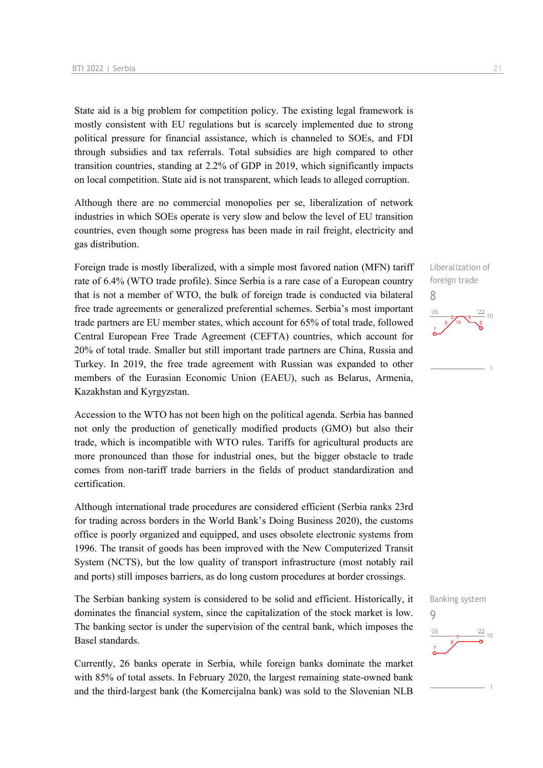State aid is a big problem for competition policy. The existing legal framework is mostly consistent with EU regulations but is scarcely implemented due to strong political pressure for financial assistance, which is channeled to SOEs, and FDI through subsidies and tax referrals. Total subsidies are high compared to other transition countries, standing at 2.2% of GDP in 2019, which significantly impacts on local competition. State aid is not transparent, which leads to alleged corruption.

Although there are no commercial monopolies per se, liberalization of network industries in which SOEs operate is very slow and below the level of EU transition countries, even though some progress has been made in rail freight, electricity and gas distribution.

Liberalization of foreign trade
8

Foreign trade is mostly liberalized, with a simple most favored nation (MFN) tariff rate of 6.4% (WTO trade profile). Since Serbia is a rare case of a European country that is not a member of WTO, the bulk of foreign trade is conducted via bilateral free trade agreements or generalized preferential schemes. Serbia's most important trade partners are EU member states, which account for 65% of total trade, followed Central European Free Trade Agreement (CEFTA) countries, which account for 20% of total trade. Smaller but still important trade partners are China, Russia and Turkey. In 2019, the free trade agreement with Russian was expanded to other members of the Eurasian Economic Union (EAEU), such as Belarus, Armenia, Kazakhstan and Kyrgyzstan.

Accession to the WTO has not been high on the political agenda. Serbia has banned not only the production of genetically modified products (GMO) but also their trade, which is incompatible with WTO rules. Tariffs for agricultural products are more pronounced than those for industrial ones, but the bigger obstacle to trade comes from non-tariff trade barriers in the fields of product standardization and certification.

Although international trade procedures are considered efficient (Serbia ranks 23rd for trading across borders in the World Bank's Doing Business 2020), the customs office is poorly organized and equipped, and uses obsolete electronic systems from 1996. The transit of goods has been improved with the New Computerized Transit System (NCTS), but the low quality of transport infrastructure (most notably rail and ports) still imposes barriers, as do long custom procedures at border crossings.

Banking system
9

The Serbian banking system is considered to be solid and efficient. Historically, it dominates the financial system, since the capitalization of the stock market is low. The banking sector is under the supervision of the central bank, which imposes the Basel standards.

Currently, 26 banks operate in Serbia, while foreign banks dominate the market with 85% of total assets. In February 2020, the largest remaining state-owned bank and the third-largest bank (the Komercijalna bank) was sold to the Slovenian NLB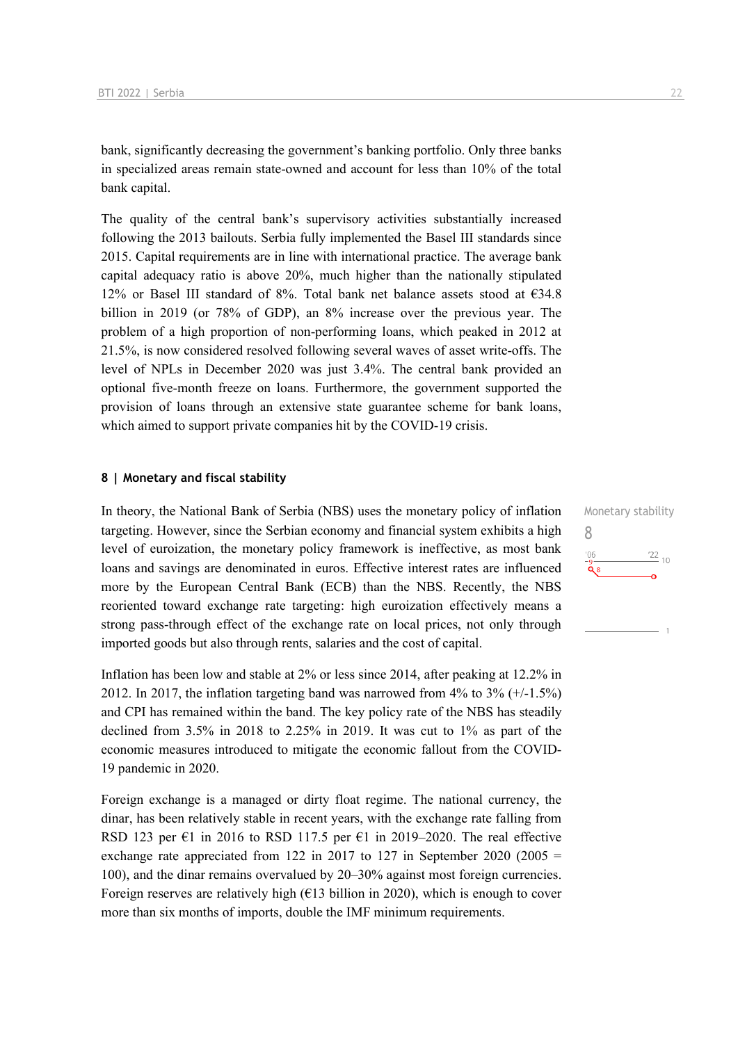bank, significantly decreasing the government's banking portfolio. Only three banks in specialized areas remain state-owned and account for less than 10% of the total bank capital.

The quality of the central bank's supervisory activities substantially increased following the 2013 bailouts. Serbia fully implemented the Basel III standards since 2015. Capital requirements are in line with international practice. The average bank capital adequacy ratio is above 20%, much higher than the nationally stipulated 12% or Basel III standard of 8%. Total bank net balance assets stood at €34.8 billion in 2019 (or 78% of GDP), an 8% increase over the previous year. The problem of a high proportion of non-performing loans, which peaked in 2012 at 21.5%, is now considered resolved following several waves of asset write-offs. The level of NPLs in December 2020 was just 3.4%. The central bank provided an optional five-month freeze on loans. Furthermore, the government supported the provision of loans through an extensive state guarantee scheme for bank loans, which aimed to support private companies hit by the COVID-19 crisis.

#### 8 | Monetary and fiscal stability

Monetary stability
8

In theory, the National Bank of Serbia (NBS) uses the monetary policy of inflation targeting. However, since the Serbian economy and financial system exhibits a high level of euroization, the monetary policy framework is ineffective, as most bank loans and savings are denominated in euros. Effective interest rates are influenced more by the European Central Bank (ECB) than the NBS. Recently, the NBS reoriented toward exchange rate targeting: high euroization effectively means a strong pass-through effect of the exchange rate on local prices, not only through imported goods but also through rents, salaries and the cost of capital.

Inflation has been low and stable at 2% or less since 2014, after peaking at 12.2% in 2012. In 2017, the inflation targeting band was narrowed from 4% to 3% (+/-1.5%) and CPI has remained within the band. The key policy rate of the NBS has steadily declined from 3.5% in 2018 to 2.25% in 2019. It was cut to 1% as part of the economic measures introduced to mitigate the economic fallout from the COVID-19 pandemic in 2020.

Foreign exchange is a managed or dirty float regime. The national currency, the dinar, has been relatively stable in recent years, with the exchange rate falling from RSD 123 per €1 in 2016 to RSD 117.5 per €1 in 2019–2020. The real effective exchange rate appreciated from 122 in 2017 to 127 in September 2020 (2005 = 100), and the dinar remains overvalued by 20–30% against most foreign currencies. Foreign reserves are relatively high (€13 billion in 2020), which is enough to cover more than six months of imports, double the IMF minimum requirements.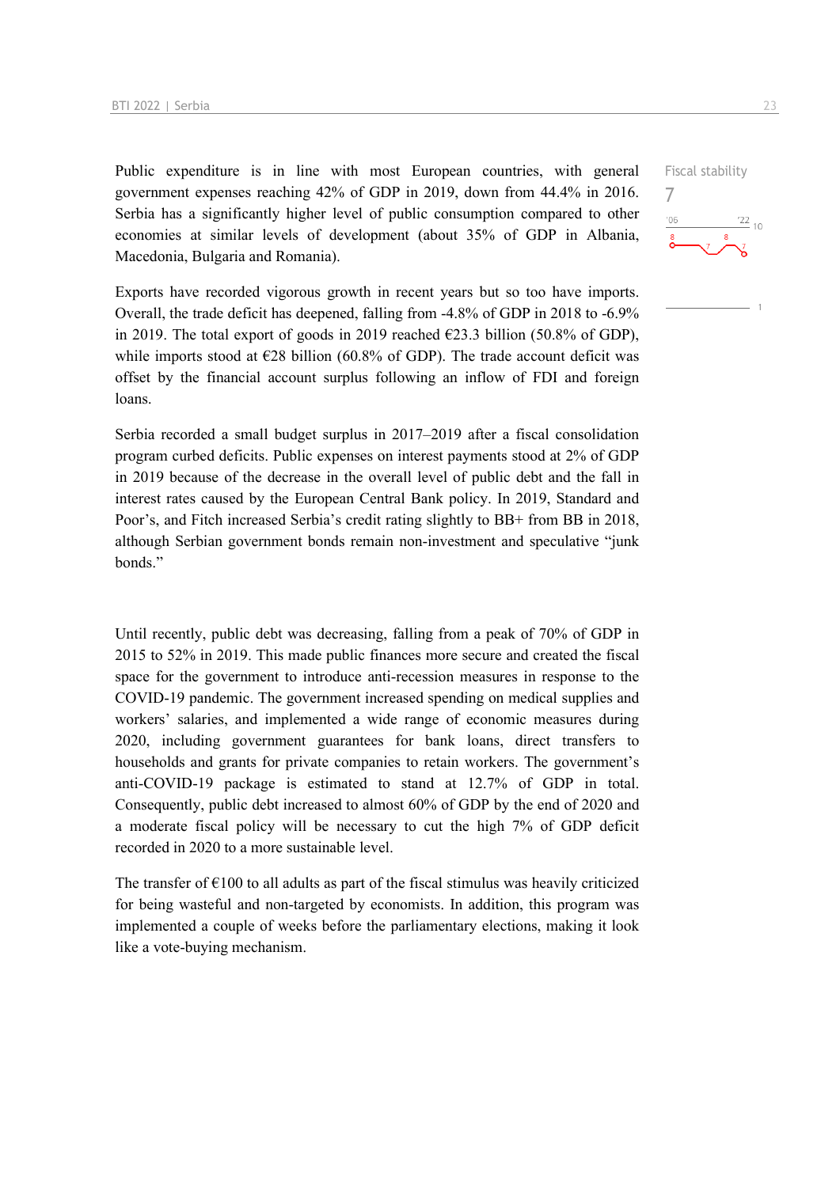Public expenditure is in line with most European countries, with general government expenses reaching 42% of GDP in 2019, down from 44.4% in 2016. Serbia has a significantly higher level of public consumption compared to other economies at similar levels of development (about 35% of GDP in Albania, Macedonia, Bulgaria and Romania).

Fiscal stability
7

Exports have recorded vigorous growth in recent years but so too have imports. Overall, the trade deficit has deepened, falling from -4.8% of GDP in 2018 to -6.9% in 2019. The total export of goods in 2019 reached €23.3 billion (50.8% of GDP), while imports stood at €28 billion (60.8% of GDP). The trade account deficit was offset by the financial account surplus following an inflow of FDI and foreign loans.

Serbia recorded a small budget surplus in 2017–2019 after a fiscal consolidation program curbed deficits. Public expenses on interest payments stood at 2% of GDP in 2019 because of the decrease in the overall level of public debt and the fall in interest rates caused by the European Central Bank policy. In 2019, Standard and Poor's, and Fitch increased Serbia's credit rating slightly to BB+ from BB in 2018, although Serbian government bonds remain non-investment and speculative "junk bonds."

Until recently, public debt was decreasing, falling from a peak of 70% of GDP in 2015 to 52% in 2019. This made public finances more secure and created the fiscal space for the government to introduce anti-recession measures in response to the COVID-19 pandemic. The government increased spending on medical supplies and workers' salaries, and implemented a wide range of economic measures during 2020, including government guarantees for bank loans, direct transfers to households and grants for private companies to retain workers. The government's anti-COVID-19 package is estimated to stand at 12.7% of GDP in total. Consequently, public debt increased to almost 60% of GDP by the end of 2020 and a moderate fiscal policy will be necessary to cut the high 7% of GDP deficit recorded in 2020 to a more sustainable level.

The transfer of €100 to all adults as part of the fiscal stimulus was heavily criticized for being wasteful and non-targeted by economists. In addition, this program was implemented a couple of weeks before the parliamentary elections, making it look like a vote-buying mechanism.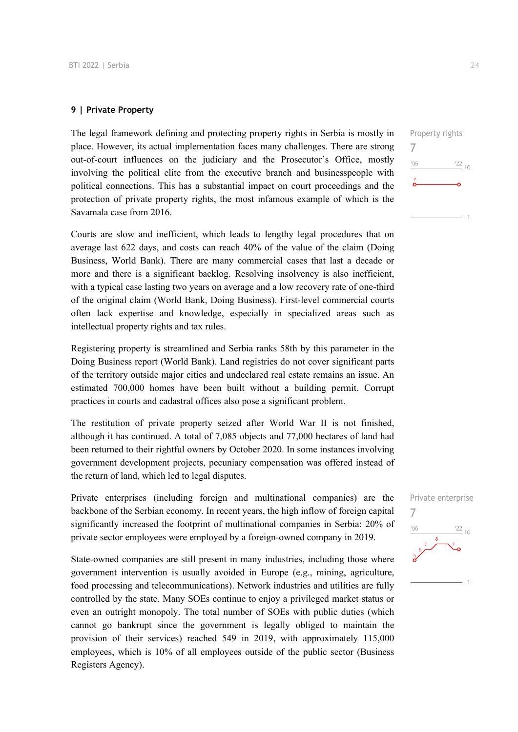## 9 | Private Property

Property rights

7

The legal framework defining and protecting property rights in Serbia is mostly in place. However, its actual implementation faces many challenges. There are strong out-of-court influences on the judiciary and the Prosecutor's Office, mostly involving the political elite from the executive branch and businesspeople with political connections. This has a substantial impact on court proceedings and the protection of private property rights, the most infamous example of which is the Savamala case from 2016.

Courts are slow and inefficient, which leads to lengthy legal procedures that on average last 622 days, and costs can reach 40% of the value of the claim (Doing Business, World Bank). There are many commercial cases that last a decade or more and there is a significant backlog. Resolving insolvency is also inefficient, with a typical case lasting two years on average and a low recovery rate of one-third of the original claim (World Bank, Doing Business). First-level commercial courts often lack expertise and knowledge, especially in specialized areas such as intellectual property rights and tax rules.

Registering property is streamlined and Serbia ranks 58th by this parameter in the Doing Business report (World Bank). Land registries do not cover significant parts of the territory outside major cities and undeclared real estate remains an issue. An estimated 700,000 homes have been built without a building permit. Corrupt practices in courts and cadastral offices also pose a significant problem.

The restitution of private property seized after World War II is not finished, although it has continued. A total of 7,085 objects and 77,000 hectares of land had been returned to their rightful owners by October 2020. In some instances involving government development projects, pecuniary compensation was offered instead of the return of land, which led to legal disputes.

Private enterprise

7

Private enterprises (including foreign and multinational companies) are the backbone of the Serbian economy. In recent years, the high inflow of foreign capital significantly increased the footprint of multinational companies in Serbia: 20% of private sector employees were employed by a foreign-owned company in 2019.

State-owned companies are still present in many industries, including those where government intervention is usually avoided in Europe (e.g., mining, agriculture, food processing and telecommunications). Network industries and utilities are fully controlled by the state. Many SOEs continue to enjoy a privileged market status or even an outright monopoly. The total number of SOEs with public duties (which cannot go bankrupt since the government is legally obliged to maintain the provision of their services) reached 549 in 2019, with approximately 115,000 employees, which is 10% of all employees outside of the public sector (Business Registers Agency).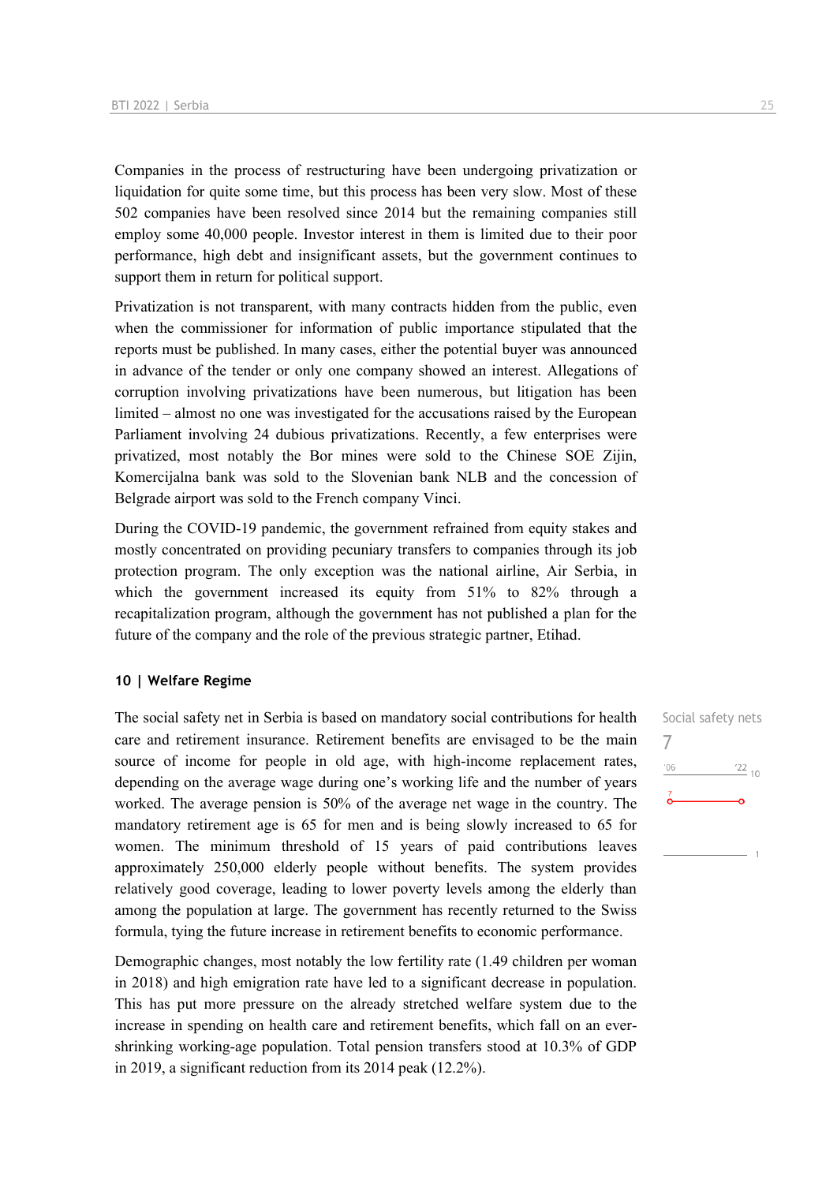Companies in the process of restructuring have been undergoing privatization or liquidation for quite some time, but this process has been very slow. Most of these 502 companies have been resolved since 2014 but the remaining companies still employ some 40,000 people. Investor interest in them is limited due to their poor performance, high debt and insignificant assets, but the government continues to support them in return for political support.

Privatization is not transparent, with many contracts hidden from the public, even when the commissioner for information of public importance stipulated that the reports must be published. In many cases, either the potential buyer was announced in advance of the tender or only one company showed an interest. Allegations of corruption involving privatizations have been numerous, but litigation has been limited – almost no one was investigated for the accusations raised by the European Parliament involving 24 dubious privatizations. Recently, a few enterprises were privatized, most notably the Bor mines were sold to the Chinese SOE Zijin, Komercijalna bank was sold to the Slovenian bank NLB and the concession of Belgrade airport was sold to the French company Vinci.

During the COVID-19 pandemic, the government refrained from equity stakes and mostly concentrated on providing pecuniary transfers to companies through its job protection program. The only exception was the national airline, Air Serbia, in which the government increased its equity from 51% to 82% through a recapitalization program, although the government has not published a plan for the future of the company and the role of the previous strategic partner, Etihad.

## 10 | Welfare Regime

Social safety nets
7

The social safety net in Serbia is based on mandatory social contributions for health care and retirement insurance. Retirement benefits are envisaged to be the main source of income for people in old age, with high-income replacement rates, depending on the average wage during one's working life and the number of years worked. The average pension is 50% of the average net wage in the country. The mandatory retirement age is 65 for men and is being slowly increased to 65 for women. The minimum threshold of 15 years of paid contributions leaves approximately 250,000 elderly people without benefits. The system provides relatively good coverage, leading to lower poverty levels among the elderly than among the population at large. The government has recently returned to the Swiss formula, tying the future increase in retirement benefits to economic performance.

Demographic changes, most notably the low fertility rate (1.49 children per woman in 2018) and high emigration rate have led to a significant decrease in population. This has put more pressure on the already stretched welfare system due to the increase in spending on health care and retirement benefits, which fall on an ever-shrinking working-age population. Total pension transfers stood at 10.3% of GDP in 2019, a significant reduction from its 2014 peak (12.2%).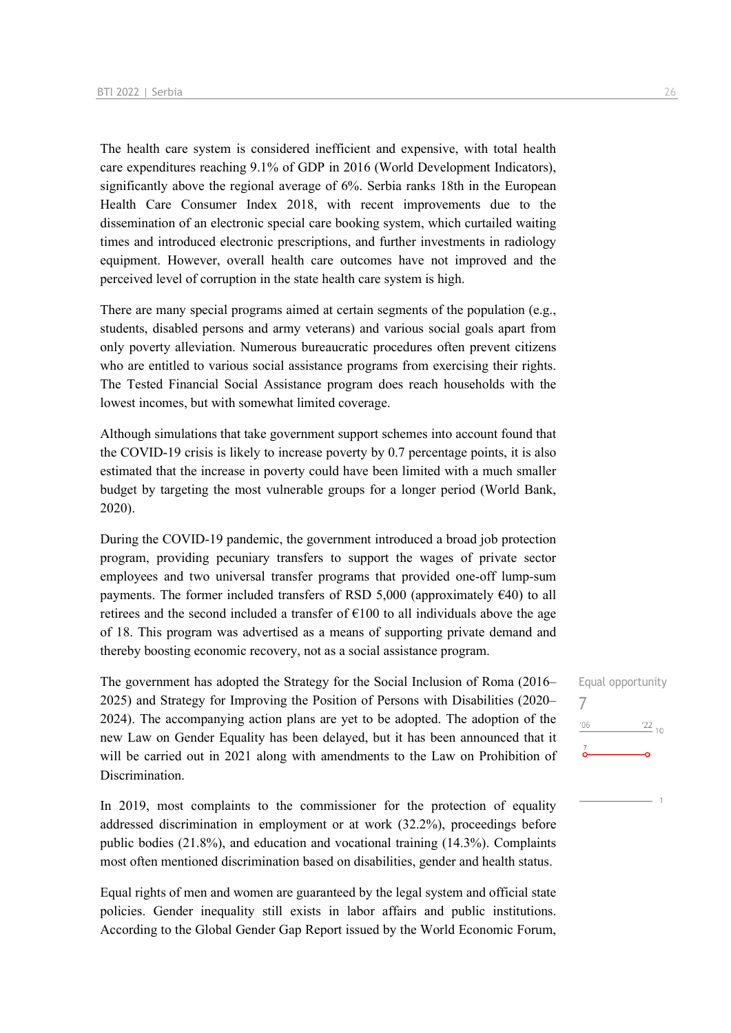The health care system is considered inefficient and expensive, with total health care expenditures reaching 9.1% of GDP in 2016 (World Development Indicators), significantly above the regional average of 6%. Serbia ranks 18th in the European Health Care Consumer Index 2018, with recent improvements due to the dissemination of an electronic special care booking system, which curtailed waiting times and introduced electronic prescriptions, and further investments in radiology equipment. However, overall health care outcomes have not improved and the perceived level of corruption in the state health care system is high.

There are many special programs aimed at certain segments of the population (e.g., students, disabled persons and army veterans) and various social goals apart from only poverty alleviation. Numerous bureaucratic procedures often prevent citizens who are entitled to various social assistance programs from exercising their rights. The Tested Financial Social Assistance program does reach households with the lowest incomes, but with somewhat limited coverage.

Although simulations that take government support schemes into account found that the COVID-19 crisis is likely to increase poverty by 0.7 percentage points, it is also estimated that the increase in poverty could have been limited with a much smaller budget by targeting the most vulnerable groups for a longer period (World Bank, 2020).

During the COVID-19 pandemic, the government introduced a broad job protection program, providing pecuniary transfers to support the wages of private sector employees and two universal transfer programs that provided one-off lump-sum payments. The former included transfers of RSD 5,000 (approximately €40) to all retirees and the second included a transfer of €100 to all individuals above the age of 18. This program was advertised as a means of supporting private demand and thereby boosting economic recovery, not as a social assistance program.

Equal opportunity
7

The government has adopted the Strategy for the Social Inclusion of Roma (2016–2025) and Strategy for Improving the Position of Persons with Disabilities (2020–2024). The accompanying action plans are yet to be adopted. The adoption of the new Law on Gender Equality has been delayed, but it has been announced that it will be carried out in 2021 along with amendments to the Law on Prohibition of Discrimination.

In 2019, most complaints to the commissioner for the protection of equality addressed discrimination in employment or at work (32.2%), proceedings before public bodies (21.8%), and education and vocational training (14.3%). Complaints most often mentioned discrimination based on disabilities, gender and health status.

Equal rights of men and women are guaranteed by the legal system and official state policies. Gender inequality still exists in labor affairs and public institutions. According to the Global Gender Gap Report issued by the World Economic Forum,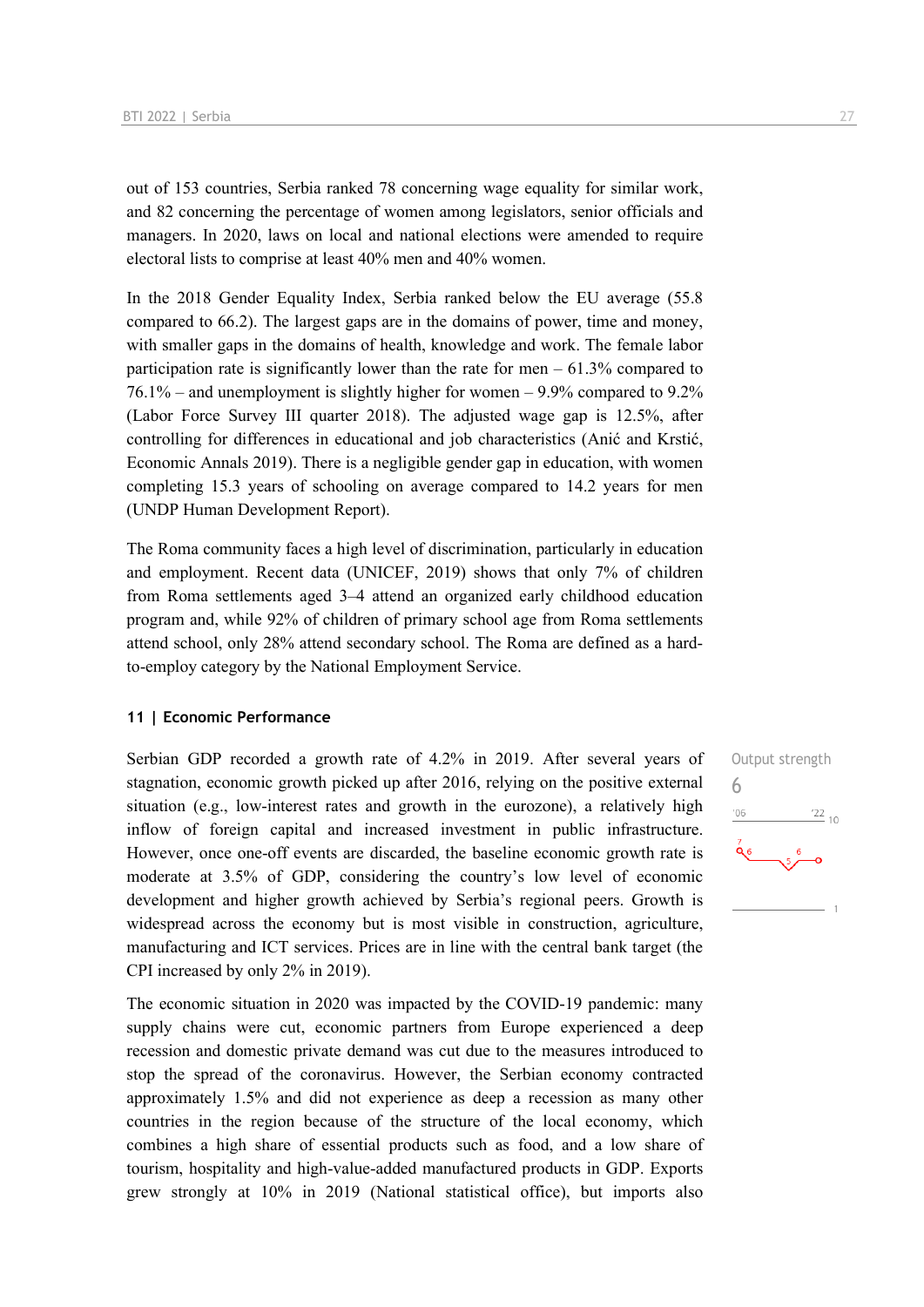out of 153 countries, Serbia ranked 78 concerning wage equality for similar work, and 82 concerning the percentage of women among legislators, senior officials and managers. In 2020, laws on local and national elections were amended to require electoral lists to comprise at least 40% men and 40% women.

In the 2018 Gender Equality Index, Serbia ranked below the EU average (55.8 compared to 66.2). The largest gaps are in the domains of power, time and money, with smaller gaps in the domains of health, knowledge and work. The female labor participation rate is significantly lower than the rate for men – 61.3% compared to 76.1% – and unemployment is slightly higher for women – 9.9% compared to 9.2% (Labor Force Survey III quarter 2018). The adjusted wage gap is 12.5%, after controlling for differences in educational and job characteristics (Anić and Krstić, Economic Annals 2019). There is a negligible gender gap in education, with women completing 15.3 years of schooling on average compared to 14.2 years for men (UNDP Human Development Report).

The Roma community faces a high level of discrimination, particularly in education and employment. Recent data (UNICEF, 2019) shows that only 7% of children from Roma settlements aged 3–4 attend an organized early childhood education program and, while 92% of children of primary school age from Roma settlements attend school, only 28% attend secondary school. The Roma are defined as a hard-to-employ category by the National Employment Service.

## 11 | Economic Performance

Output strength
6

Serbian GDP recorded a growth rate of 4.2% in 2019. After several years of stagnation, economic growth picked up after 2016, relying on the positive external situation (e.g., low-interest rates and growth in the eurozone), a relatively high inflow of foreign capital and increased investment in public infrastructure. However, once one-off events are discarded, the baseline economic growth rate is moderate at 3.5% of GDP, considering the country's low level of economic development and higher growth achieved by Serbia's regional peers. Growth is widespread across the economy but is most visible in construction, agriculture, manufacturing and ICT services. Prices are in line with the central bank target (the CPI increased by only 2% in 2019).

The economic situation in 2020 was impacted by the COVID-19 pandemic: many supply chains were cut, economic partners from Europe experienced a deep recession and domestic private demand was cut due to the measures introduced to stop the spread of the coronavirus. However, the Serbian economy contracted approximately 1.5% and did not experience as deep a recession as many other countries in the region because of the structure of the local economy, which combines a high share of essential products such as food, and a low share of tourism, hospitality and high-value-added manufactured products in GDP. Exports grew strongly at 10% in 2019 (National statistical office), but imports also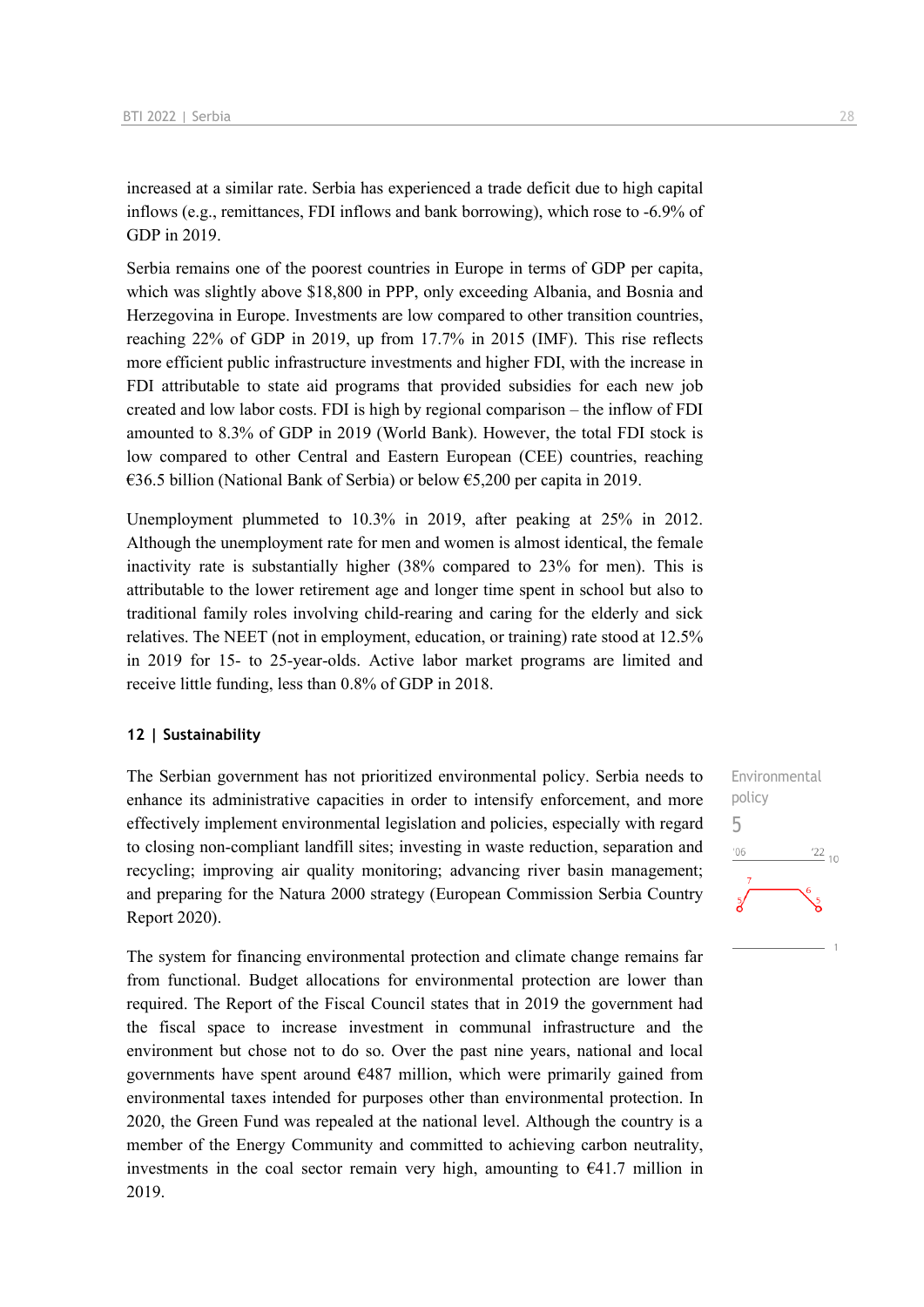increased at a similar rate. Serbia has experienced a trade deficit due to high capital inflows (e.g., remittances, FDI inflows and bank borrowing), which rose to -6.9% of GDP in 2019.

Serbia remains one of the poorest countries in Europe in terms of GDP per capita, which was slightly above $18,800 in PPP, only exceeding Albania, and Bosnia and Herzegovina in Europe. Investments are low compared to other transition countries, reaching 22% of GDP in 2019, up from 17.7% in 2015 (IMF). This rise reflects more efficient public infrastructure investments and higher FDI, with the increase in FDI attributable to state aid programs that provided subsidies for each new job created and low labor costs. FDI is high by regional comparison – the inflow of FDI amounted to 8.3% of GDP in 2019 (World Bank). However, the total FDI stock is low compared to other Central and Eastern European (CEE) countries, reaching €36.5 billion (National Bank of Serbia) or below €5,200 per capita in 2019.

Unemployment plummeted to 10.3% in 2019, after peaking at 25% in 2012. Although the unemployment rate for men and women is almost identical, the female inactivity rate is substantially higher (38% compared to 23% for men). This is attributable to the lower retirement age and longer time spent in school but also to traditional family roles involving child-rearing and caring for the elderly and sick relatives. The NEET (not in employment, education, or training) rate stood at 12.5% in 2019 for 15- to 25-year-olds. Active labor market programs are limited and receive little funding, less than 0.8% of GDP in 2018.

### 12 | Sustainability

Environmental policy
5

The Serbian government has not prioritized environmental policy. Serbia needs to enhance its administrative capacities in order to intensify enforcement, and more effectively implement environmental legislation and policies, especially with regard to closing non-compliant landfill sites; investing in waste reduction, separation and recycling; improving air quality monitoring; advancing river basin management; and preparing for the Natura 2000 strategy (European Commission Serbia Country Report 2020).

The system for financing environmental protection and climate change remains far from functional. Budget allocations for environmental protection are lower than required. The Report of the Fiscal Council states that in 2019 the government had the fiscal space to increase investment in communal infrastructure and the environment but chose not to do so. Over the past nine years, national and local governments have spent around €487 million, which were primarily gained from environmental taxes intended for purposes other than environmental protection. In 2020, the Green Fund was repealed at the national level. Although the country is a member of the Energy Community and committed to achieving carbon neutrality, investments in the coal sector remain very high, amounting to €41.7 million in 2019.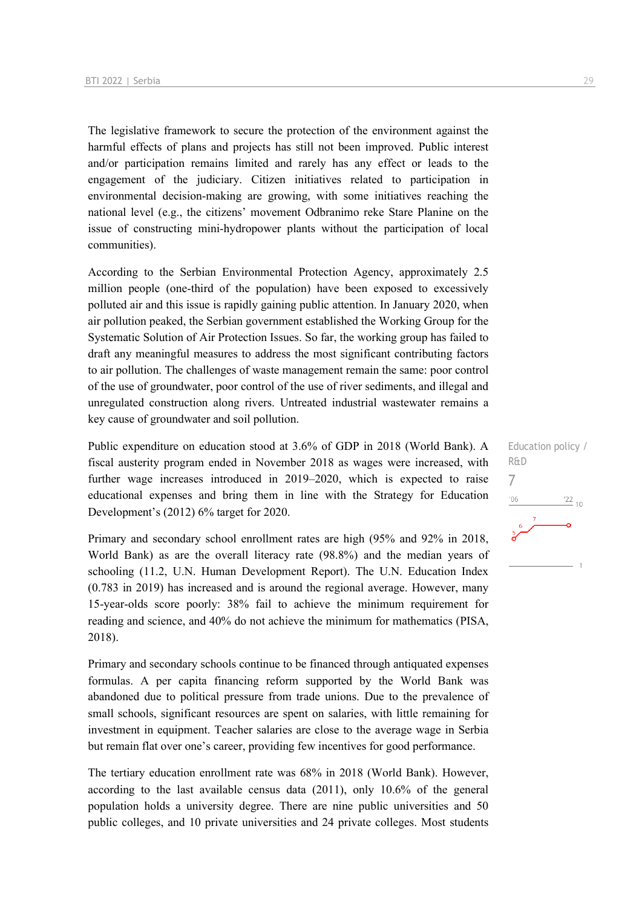The legislative framework to secure the protection of the environment against the harmful effects of plans and projects has still not been improved. Public interest and/or participation remains limited and rarely has any effect or leads to the engagement of the judiciary. Citizen initiatives related to participation in environmental decision-making are growing, with some initiatives reaching the national level (e.g., the citizens' movement Odbranimo reke Stare Planine on the issue of constructing mini-hydropower plants without the participation of local communities).

According to the Serbian Environmental Protection Agency, approximately 2.5 million people (one-third of the population) have been exposed to excessively polluted air and this issue is rapidly gaining public attention. In January 2020, when air pollution peaked, the Serbian government established the Working Group for the Systematic Solution of Air Protection Issues. So far, the working group has failed to draft any meaningful measures to address the most significant contributing factors to air pollution. The challenges of waste management remain the same: poor control of the use of groundwater, poor control of the use of river sediments, and illegal and unregulated construction along rivers. Untreated industrial wastewater remains a key cause of groundwater and soil pollution.

Education policy / R&D

7

Public expenditure on education stood at 3.6% of GDP in 2018 (World Bank). A fiscal austerity program ended in November 2018 as wages were increased, with further wage increases introduced in 2019–2020, which is expected to raise educational expenses and bring them in line with the Strategy for Education Development's (2012) 6% target for 2020.

Primary and secondary school enrollment rates are high (95% and 92% in 2018, World Bank) as are the overall literacy rate (98.8%) and the median years of schooling (11.2, U.N. Human Development Report). The U.N. Education Index (0.783 in 2019) has increased and is around the regional average. However, many 15-year-olds score poorly: 38% fail to achieve the minimum requirement for reading and science, and 40% do not achieve the minimum for mathematics (PISA, 2018).

Primary and secondary schools continue to be financed through antiquated expenses formulas. A per capita financing reform supported by the World Bank was abandoned due to political pressure from trade unions. Due to the prevalence of small schools, significant resources are spent on salaries, with little remaining for investment in equipment. Teacher salaries are close to the average wage in Serbia but remain flat over one's career, providing few incentives for good performance.

The tertiary education enrollment rate was 68% in 2018 (World Bank). However, according to the last available census data (2011), only 10.6% of the general population holds a university degree. There are nine public universities and 50 public colleges, and 10 private universities and 24 private colleges. Most students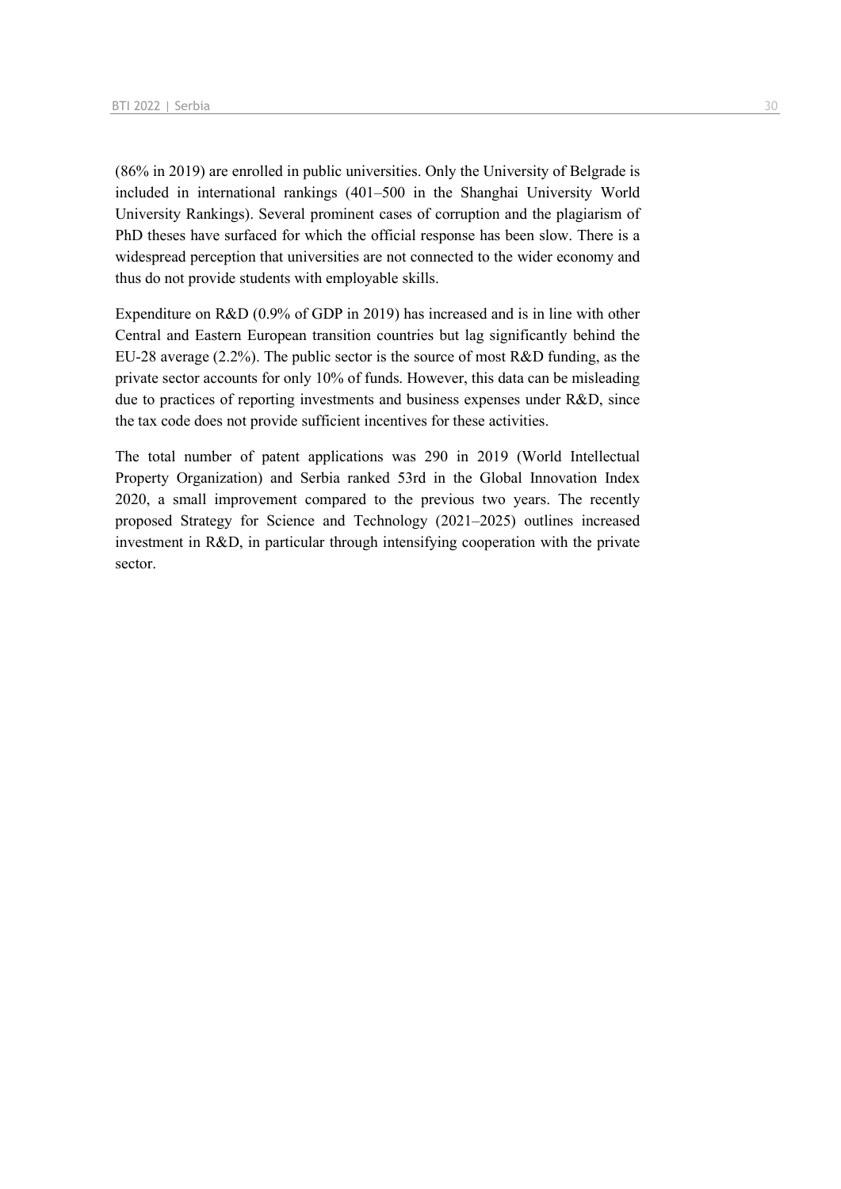(86% in 2019) are enrolled in public universities. Only the University of Belgrade is included in international rankings (401–500 in the Shanghai University World University Rankings). Several prominent cases of corruption and the plagiarism of PhD theses have surfaced for which the official response has been slow. There is a widespread perception that universities are not connected to the wider economy and thus do not provide students with employable skills.

Expenditure on R&D (0.9% of GDP in 2019) has increased and is in line with other Central and Eastern European transition countries but lag significantly behind the EU-28 average (2.2%). The public sector is the source of most R&D funding, as the private sector accounts for only 10% of funds. However, this data can be misleading due to practices of reporting investments and business expenses under R&D, since the tax code does not provide sufficient incentives for these activities.

The total number of patent applications was 290 in 2019 (World Intellectual Property Organization) and Serbia ranked 53rd in the Global Innovation Index 2020, a small improvement compared to the previous two years. The recently proposed Strategy for Science and Technology (2021–2025) outlines increased investment in R&D, in particular through intensifying cooperation with the private sector.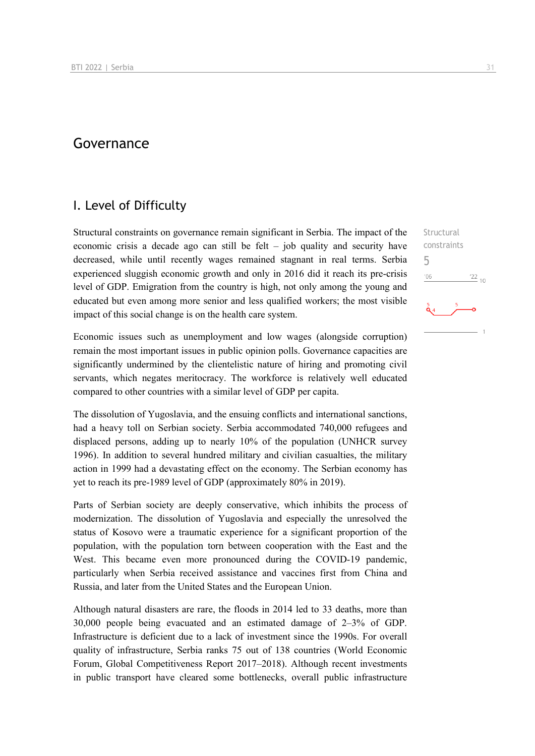# Governance

## I. Level of Difficulty

Structural constraints
5

Structural constraints on governance remain significant in Serbia. The impact of the economic crisis a decade ago can still be felt – job quality and security have decreased, while until recently wages remained stagnant in real terms. Serbia experienced sluggish economic growth and only in 2016 did it reach its pre-crisis level of GDP. Emigration from the country is high, not only among the young and educated but even among more senior and less qualified workers; the most visible impact of this social change is on the health care system.

Economic issues such as unemployment and low wages (alongside corruption) remain the most important issues in public opinion polls. Governance capacities are significantly undermined by the clientelistic nature of hiring and promoting civil servants, which negates meritocracy. The workforce is relatively well educated compared to other countries with a similar level of GDP per capita.

The dissolution of Yugoslavia, and the ensuing conflicts and international sanctions, had a heavy toll on Serbian society. Serbia accommodated 740,000 refugees and displaced persons, adding up to nearly 10% of the population (UNHCR survey 1996). In addition to several hundred military and civilian casualties, the military action in 1999 had a devastating effect on the economy. The Serbian economy has yet to reach its pre-1989 level of GDP (approximately 80% in 2019).

Parts of Serbian society are deeply conservative, which inhibits the process of modernization. The dissolution of Yugoslavia and especially the unresolved the status of Kosovo were a traumatic experience for a significant proportion of the population, with the population torn between cooperation with the East and the West. This became even more pronounced during the COVID-19 pandemic, particularly when Serbia received assistance and vaccines first from China and Russia, and later from the United States and the European Union.

Although natural disasters are rare, the floods in 2014 led to 33 deaths, more than 30,000 people being evacuated and an estimated damage of 2–3% of GDP. Infrastructure is deficient due to a lack of investment since the 1990s. For overall quality of infrastructure, Serbia ranks 75 out of 138 countries (World Economic Forum, Global Competitiveness Report 2017–2018). Although recent investments in public transport have cleared some bottlenecks, overall public infrastructure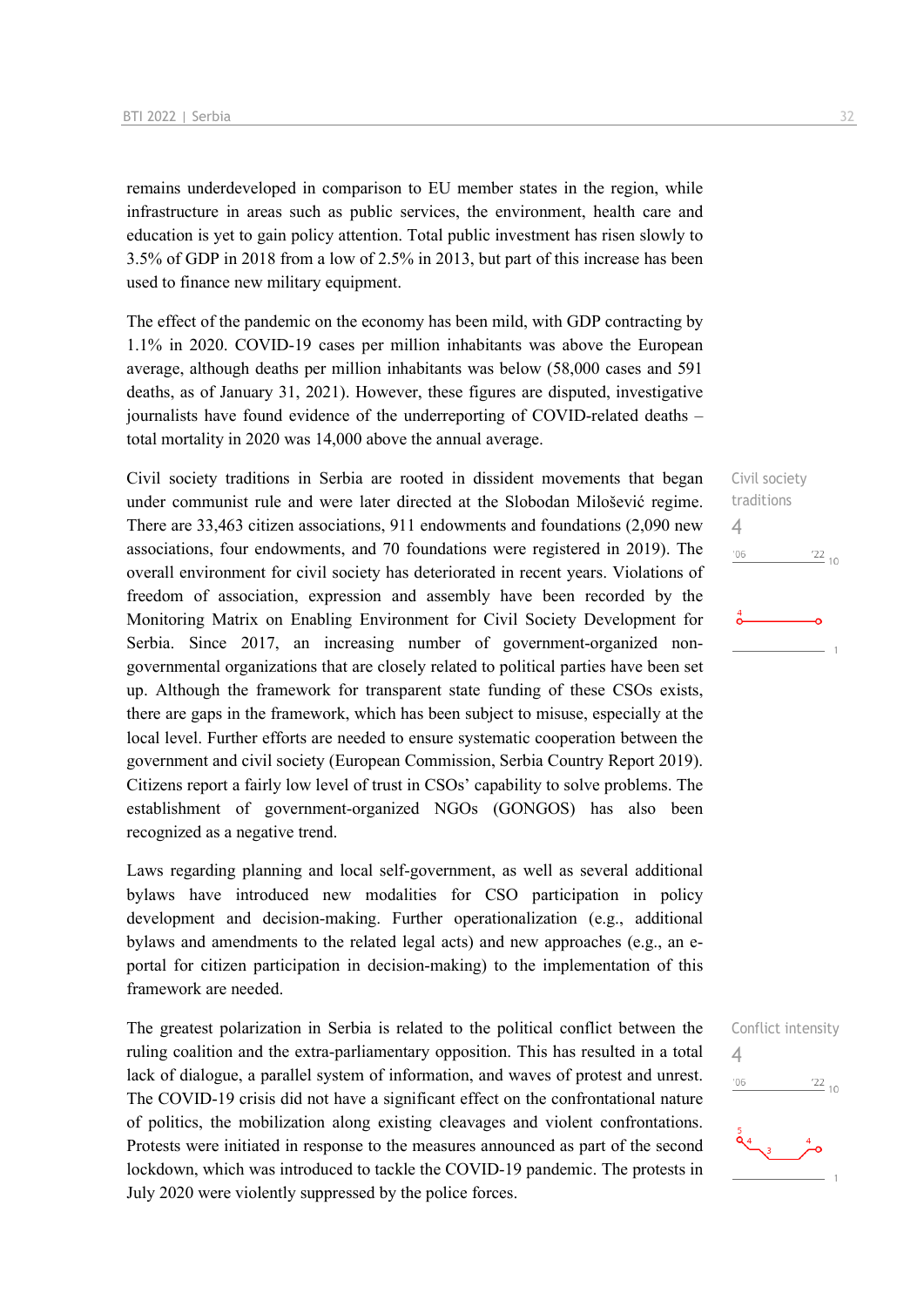remains underdeveloped in comparison to EU member states in the region, while infrastructure in areas such as public services, the environment, health care and education is yet to gain policy attention. Total public investment has risen slowly to 3.5% of GDP in 2018 from a low of 2.5% in 2013, but part of this increase has been used to finance new military equipment.

The effect of the pandemic on the economy has been mild, with GDP contracting by 1.1% in 2020. COVID-19 cases per million inhabitants was above the European average, although deaths per million inhabitants was below (58,000 cases and 591 deaths, as of January 31, 2021). However, these figures are disputed, investigative journalists have found evidence of the underreporting of COVID-related deaths – total mortality in 2020 was 14,000 above the annual average.

Civil society traditions
4

Civil society traditions in Serbia are rooted in dissident movements that began under communist rule and were later directed at the Slobodan Milošević regime. There are 33,463 citizen associations, 911 endowments and foundations (2,090 new associations, four endowments, and 70 foundations were registered in 2019). The overall environment for civil society has deteriorated in recent years. Violations of freedom of association, expression and assembly have been recorded by the Monitoring Matrix on Enabling Environment for Civil Society Development for Serbia. Since 2017, an increasing number of government-organized non-governmental organizations that are closely related to political parties have been set up. Although the framework for transparent state funding of these CSOs exists, there are gaps in the framework, which has been subject to misuse, especially at the local level. Further efforts are needed to ensure systematic cooperation between the government and civil society (European Commission, Serbia Country Report 2019). Citizens report a fairly low level of trust in CSOs' capability to solve problems. The establishment of government-organized NGOs (GONGOS) has also been recognized as a negative trend.

Laws regarding planning and local self-government, as well as several additional bylaws have introduced new modalities for CSO participation in policy development and decision-making. Further operationalization (e.g., additional bylaws and amendments to the related legal acts) and new approaches (e.g., an e-portal for citizen participation in decision-making) to the implementation of this framework are needed.

Conflict intensity
4

The greatest polarization in Serbia is related to the political conflict between the ruling coalition and the extra-parliamentary opposition. This has resulted in a total lack of dialogue, a parallel system of information, and waves of protest and unrest. The COVID-19 crisis did not have a significant effect on the confrontational nature of politics, the mobilization along existing cleavages and violent confrontations. Protests were initiated in response to the measures announced as part of the second lockdown, which was introduced to tackle the COVID-19 pandemic. The protests in July 2020 were violently suppressed by the police forces.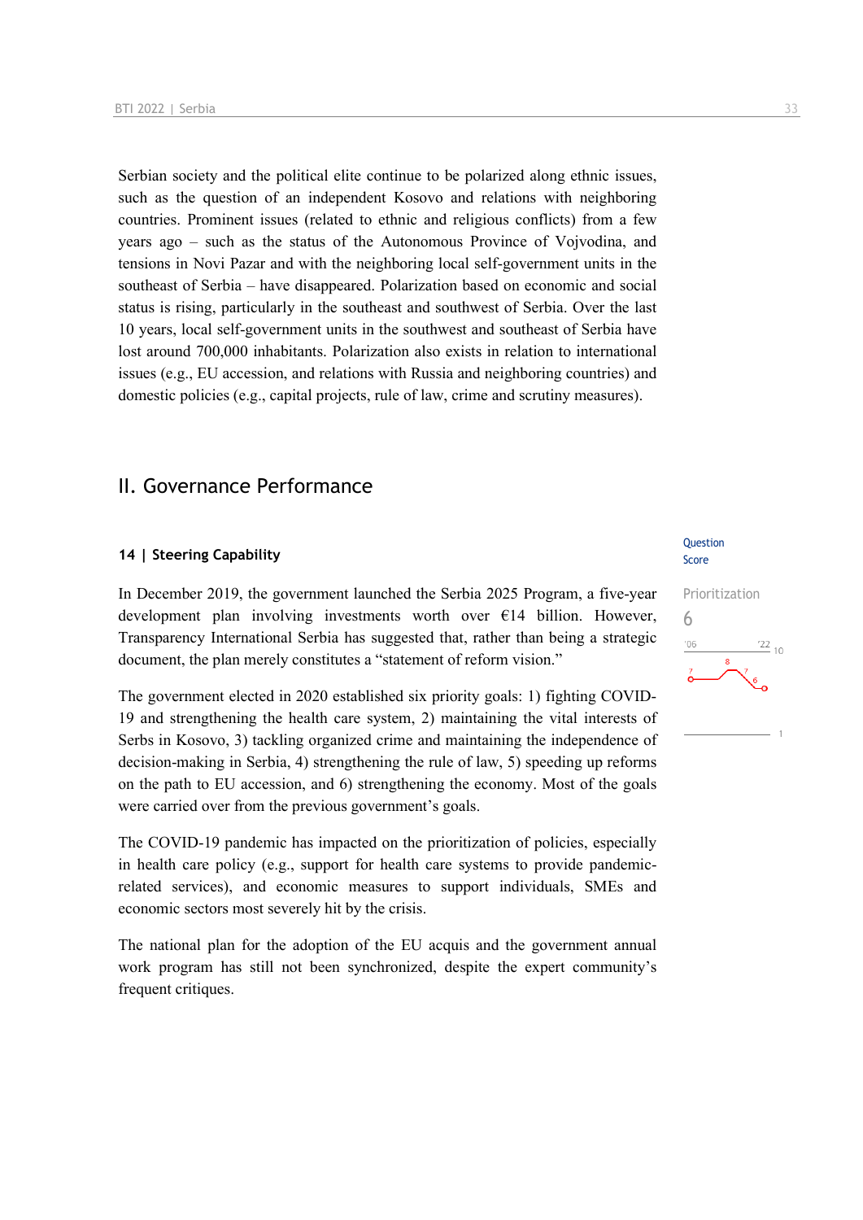Serbian society and the political elite continue to be polarized along ethnic issues, such as the question of an independent Kosovo and relations with neighboring countries. Prominent issues (related to ethnic and religious conflicts) from a few years ago – such as the status of the Autonomous Province of Vojvodina, and tensions in Novi Pazar and with the neighboring local self-government units in the southeast of Serbia – have disappeared. Polarization based on economic and social status is rising, particularly in the southeast and southwest of Serbia. Over the last 10 years, local self-government units in the southwest and southeast of Serbia have lost around 700,000 inhabitants. Polarization also exists in relation to international issues (e.g., EU accession, and relations with Russia and neighboring countries) and domestic policies (e.g., capital projects, rule of law, crime and scrutiny measures).

## II. Governance Performance

### 14 | Steering Capability

Question Score

Prioritization
6

In December 2019, the government launched the Serbia 2025 Program, a five-year development plan involving investments worth over €14 billion. However, Transparency International Serbia has suggested that, rather than being a strategic document, the plan merely constitutes a "statement of reform vision."

The government elected in 2020 established six priority goals: 1) fighting COVID-19 and strengthening the health care system, 2) maintaining the vital interests of Serbs in Kosovo, 3) tackling organized crime and maintaining the independence of decision-making in Serbia, 4) strengthening the rule of law, 5) speeding up reforms on the path to EU accession, and 6) strengthening the economy. Most of the goals were carried over from the previous government's goals.

The COVID-19 pandemic has impacted on the prioritization of policies, especially in health care policy (e.g., support for health care systems to provide pandemic-related services), and economic measures to support individuals, SMEs and economic sectors most severely hit by the crisis.

The national plan for the adoption of the EU acquis and the government annual work program has still not been synchronized, despite the expert community's frequent critiques.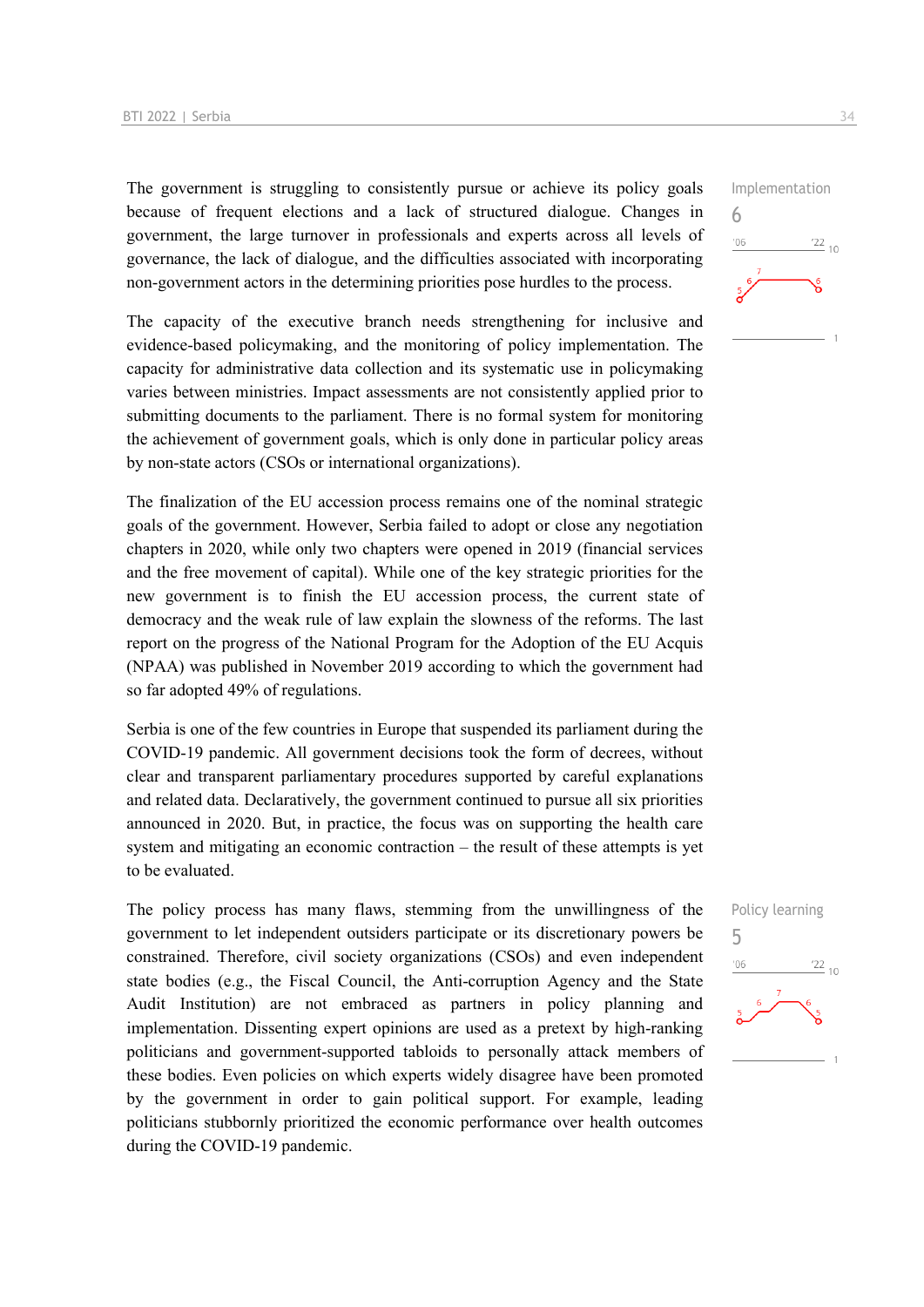The government is struggling to consistently pursue or achieve its policy goals because of frequent elections and a lack of structured dialogue. Changes in government, the large turnover in professionals and experts across all levels of governance, the lack of dialogue, and the difficulties associated with incorporating non-government actors in the determining priorities pose hurdles to the process.

Implementation
6

The capacity of the executive branch needs strengthening for inclusive and evidence-based policymaking, and the monitoring of policy implementation. The capacity for administrative data collection and its systematic use in policymaking varies between ministries. Impact assessments are not consistently applied prior to submitting documents to the parliament. There is no formal system for monitoring the achievement of government goals, which is only done in particular policy areas by non-state actors (CSOs or international organizations).

The finalization of the EU accession process remains one of the nominal strategic goals of the government. However, Serbia failed to adopt or close any negotiation chapters in 2020, while only two chapters were opened in 2019 (financial services and the free movement of capital). While one of the key strategic priorities for the new government is to finish the EU accession process, the current state of democracy and the weak rule of law explain the slowness of the reforms. The last report on the progress of the National Program for the Adoption of the EU Acquis (NPAA) was published in November 2019 according to which the government had so far adopted 49% of regulations.

Serbia is one of the few countries in Europe that suspended its parliament during the COVID-19 pandemic. All government decisions took the form of decrees, without clear and transparent parliamentary procedures supported by careful explanations and related data. Declaratively, the government continued to pursue all six priorities announced in 2020. But, in practice, the focus was on supporting the health care system and mitigating an economic contraction – the result of these attempts is yet to be evaluated.

The policy process has many flaws, stemming from the unwillingness of the government to let independent outsiders participate or its discretionary powers be constrained. Therefore, civil society organizations (CSOs) and even independent state bodies (e.g., the Fiscal Council, the Anti-corruption Agency and the State Audit Institution) are not embraced as partners in policy planning and implementation. Dissenting expert opinions are used as a pretext by high-ranking politicians and government-supported tabloids to personally attack members of these bodies. Even policies on which experts widely disagree have been promoted by the government in order to gain political support. For example, leading politicians stubbornly prioritized the economic performance over health outcomes during the COVID-19 pandemic.

Policy learning
5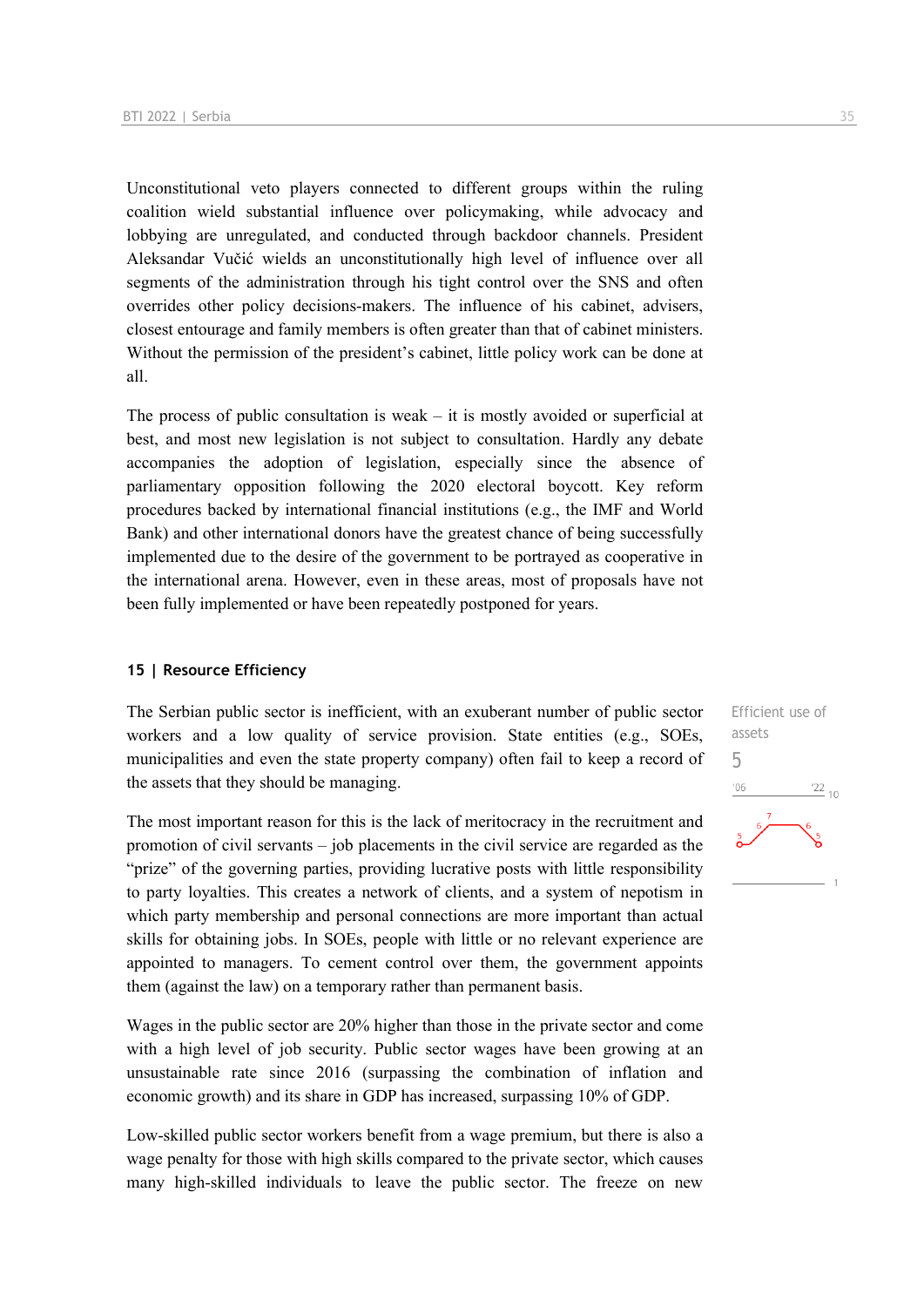Unconstitutional veto players connected to different groups within the ruling coalition wield substantial influence over policymaking, while advocacy and lobbying are unregulated, and conducted through backdoor channels. President Aleksandar Vučić wields an unconstitutionally high level of influence over all segments of the administration through his tight control over the SNS and often overrides other policy decisions-makers. The influence of his cabinet, advisers, closest entourage and family members is often greater than that of cabinet ministers. Without the permission of the president's cabinet, little policy work can be done at all.

The process of public consultation is weak – it is mostly avoided or superficial at best, and most new legislation is not subject to consultation. Hardly any debate accompanies the adoption of legislation, especially since the absence of parliamentary opposition following the 2020 electoral boycott. Key reform procedures backed by international financial institutions (e.g., the IMF and World Bank) and other international donors have the greatest chance of being successfully implemented due to the desire of the government to be portrayed as cooperative in the international arena. However, even in these areas, most of proposals have not been fully implemented or have been repeatedly postponed for years.

## 15 | Resource Efficiency

Efficient use of assets

5

The Serbian public sector is inefficient, with an exuberant number of public sector workers and a low quality of service provision. State entities (e.g., SOEs, municipalities and even the state property company) often fail to keep a record of the assets that they should be managing.

The most important reason for this is the lack of meritocracy in the recruitment and promotion of civil servants – job placements in the civil service are regarded as the "prize" of the governing parties, providing lucrative posts with little responsibility to party loyalties. This creates a network of clients, and a system of nepotism in which party membership and personal connections are more important than actual skills for obtaining jobs. In SOEs, people with little or no relevant experience are appointed to managers. To cement control over them, the government appoints them (against the law) on a temporary rather than permanent basis.

Wages in the public sector are 20% higher than those in the private sector and come with a high level of job security. Public sector wages have been growing at an unsustainable rate since 2016 (surpassing the combination of inflation and economic growth) and its share in GDP has increased, surpassing 10% of GDP.

Low-skilled public sector workers benefit from a wage premium, but there is also a wage penalty for those with high skills compared to the private sector, which causes many high-skilled individuals to leave the public sector. The freeze on new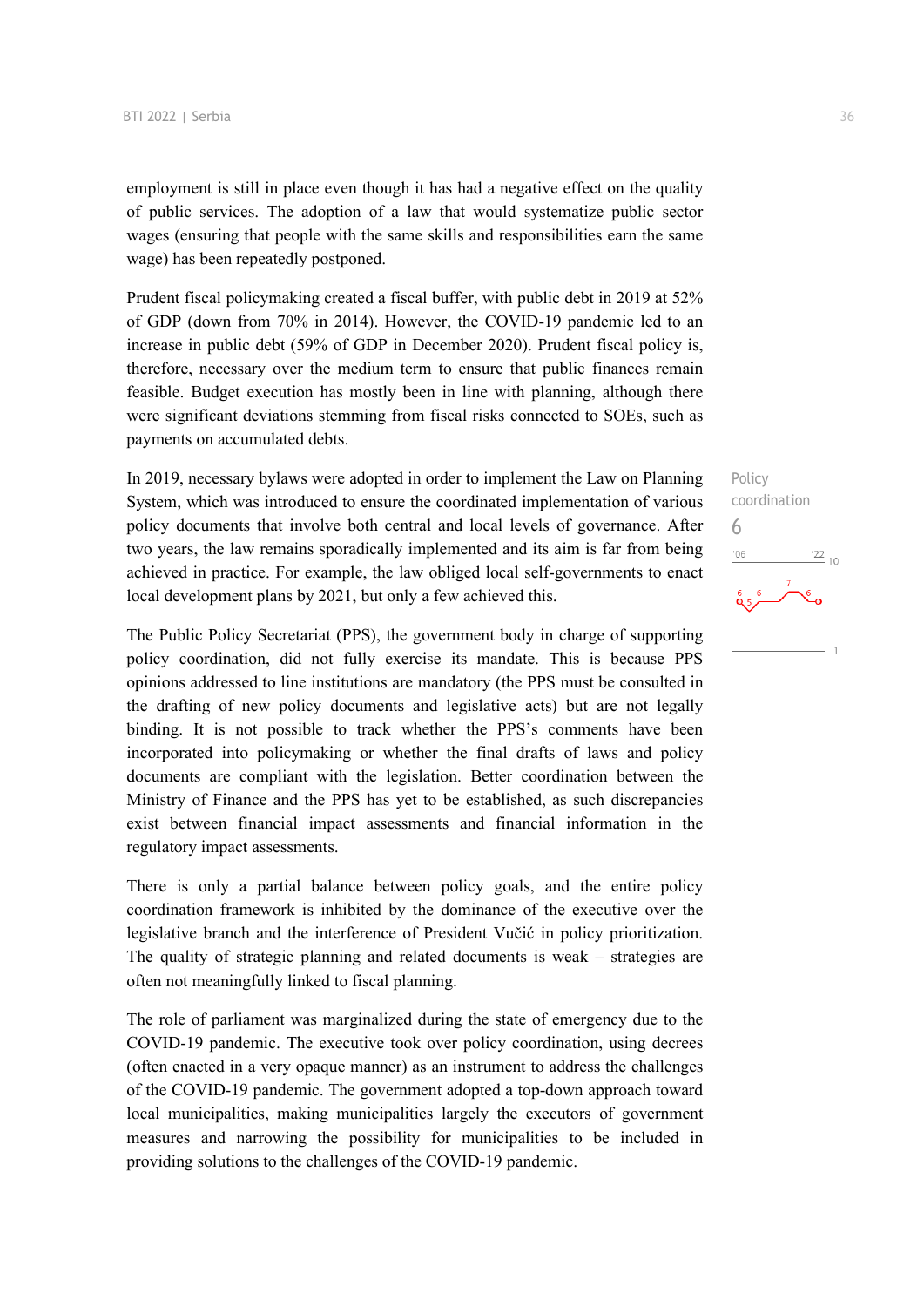employment is still in place even though it has had a negative effect on the quality of public services. The adoption of a law that would systematize public sector wages (ensuring that people with the same skills and responsibilities earn the same wage) has been repeatedly postponed.

Prudent fiscal policymaking created a fiscal buffer, with public debt in 2019 at 52% of GDP (down from 70% in 2014). However, the COVID-19 pandemic led to an increase in public debt (59% of GDP in December 2020). Prudent fiscal policy is, therefore, necessary over the medium term to ensure that public finances remain feasible. Budget execution has mostly been in line with planning, although there were significant deviations stemming from fiscal risks connected to SOEs, such as payments on accumulated debts.

Policy coordination

6

In 2019, necessary bylaws were adopted in order to implement the Law on Planning System, which was introduced to ensure the coordinated implementation of various policy documents that involve both central and local levels of governance. After two years, the law remains sporadically implemented and its aim is far from being achieved in practice. For example, the law obliged local self-governments to enact local development plans by 2021, but only a few achieved this.

The Public Policy Secretariat (PPS), the government body in charge of supporting policy coordination, did not fully exercise its mandate. This is because PPS opinions addressed to line institutions are mandatory (the PPS must be consulted in the drafting of new policy documents and legislative acts) but are not legally binding. It is not possible to track whether the PPS's comments have been incorporated into policymaking or whether the final drafts of laws and policy documents are compliant with the legislation. Better coordination between the Ministry of Finance and the PPS has yet to be established, as such discrepancies exist between financial impact assessments and financial information in the regulatory impact assessments.

There is only a partial balance between policy goals, and the entire policy coordination framework is inhibited by the dominance of the executive over the legislative branch and the interference of President Vučić in policy prioritization. The quality of strategic planning and related documents is weak – strategies are often not meaningfully linked to fiscal planning.

The role of parliament was marginalized during the state of emergency due to the COVID-19 pandemic. The executive took over policy coordination, using decrees (often enacted in a very opaque manner) as an instrument to address the challenges of the COVID-19 pandemic. The government adopted a top-down approach toward local municipalities, making municipalities largely the executors of government measures and narrowing the possibility for municipalities to be included in providing solutions to the challenges of the COVID-19 pandemic.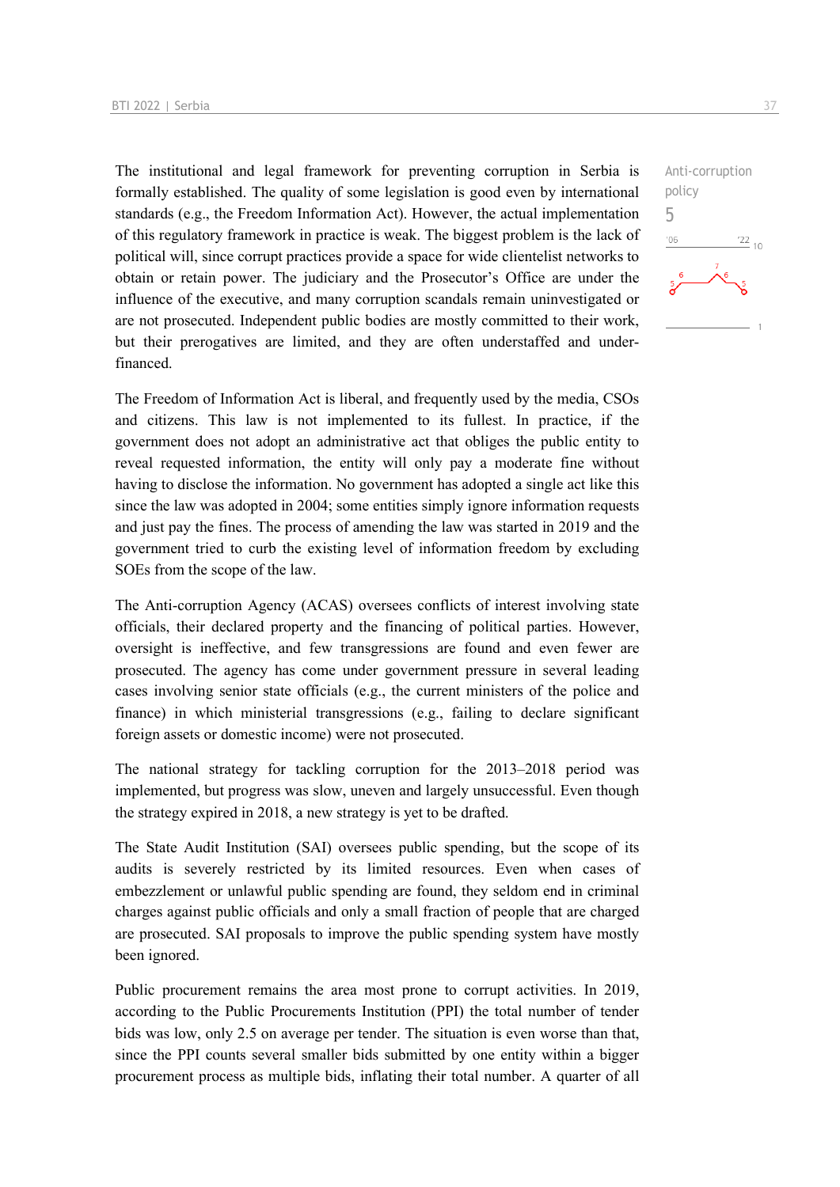The institutional and legal framework for preventing corruption in Serbia is formally established. The quality of some legislation is good even by international standards (e.g., the Freedom Information Act). However, the actual implementation of this regulatory framework in practice is weak. The biggest problem is the lack of political will, since corrupt practices provide a space for wide clientelist networks to obtain or retain power. The judiciary and the Prosecutor's Office are under the influence of the executive, and many corruption scandals remain uninvestigated or are not prosecuted. Independent public bodies are mostly committed to their work, but their prerogatives are limited, and they are often understaffed and under-financed.

Anti-corruption policy
5

The Freedom of Information Act is liberal, and frequently used by the media, CSOs and citizens. This law is not implemented to its fullest. In practice, if the government does not adopt an administrative act that obliges the public entity to reveal requested information, the entity will only pay a moderate fine without having to disclose the information. No government has adopted a single act like this since the law was adopted in 2004; some entities simply ignore information requests and just pay the fines. The process of amending the law was started in 2019 and the government tried to curb the existing level of information freedom by excluding SOEs from the scope of the law.

The Anti-corruption Agency (ACAS) oversees conflicts of interest involving state officials, their declared property and the financing of political parties. However, oversight is ineffective, and few transgressions are found and even fewer are prosecuted. The agency has come under government pressure in several leading cases involving senior state officials (e.g., the current ministers of the police and finance) in which ministerial transgressions (e.g., failing to declare significant foreign assets or domestic income) were not prosecuted.

The national strategy for tackling corruption for the 2013–2018 period was implemented, but progress was slow, uneven and largely unsuccessful. Even though the strategy expired in 2018, a new strategy is yet to be drafted.

The State Audit Institution (SAI) oversees public spending, but the scope of its audits is severely restricted by its limited resources. Even when cases of embezzlement or unlawful public spending are found, they seldom end in criminal charges against public officials and only a small fraction of people that are charged are prosecuted. SAI proposals to improve the public spending system have mostly been ignored.

Public procurement remains the area most prone to corrupt activities. In 2019, according to the Public Procurements Institution (PPI) the total number of tender bids was low, only 2.5 on average per tender. The situation is even worse than that, since the PPI counts several smaller bids submitted by one entity within a bigger procurement process as multiple bids, inflating their total number. A quarter of all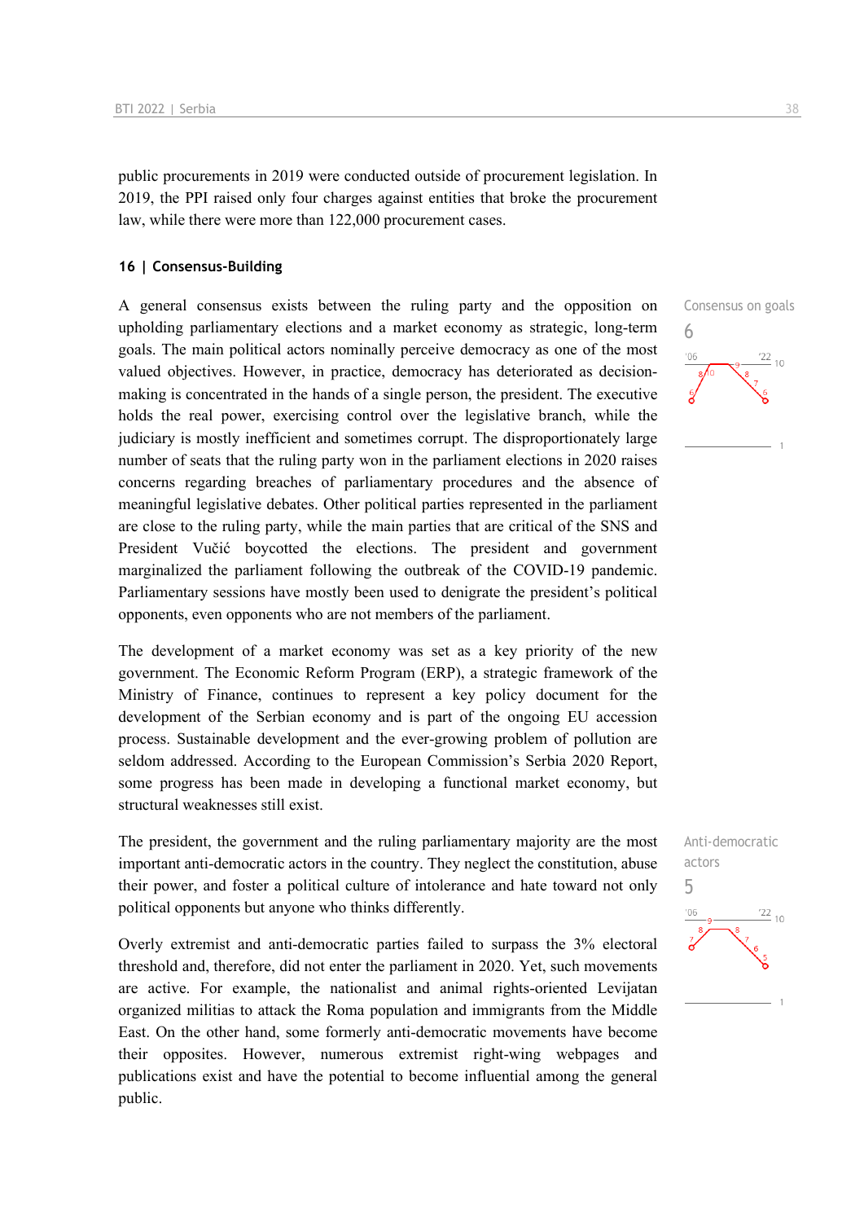public procurements in 2019 were conducted outside of procurement legislation. In 2019, the PPI raised only four charges against entities that broke the procurement law, while there were more than 122,000 procurement cases.

## 16 | Consensus-Building

Consensus on goals

6

A general consensus exists between the ruling party and the opposition on upholding parliamentary elections and a market economy as strategic, long-term goals. The main political actors nominally perceive democracy as one of the most valued objectives. However, in practice, democracy has deteriorated as decision-making is concentrated in the hands of a single person, the president. The executive holds the real power, exercising control over the legislative branch, while the judiciary is mostly inefficient and sometimes corrupt. The disproportionately large number of seats that the ruling party won in the parliament elections in 2020 raises concerns regarding breaches of parliamentary procedures and the absence of meaningful legislative debates. Other political parties represented in the parliament are close to the ruling party, while the main parties that are critical of the SNS and President Vučić boycotted the elections. The president and government marginalized the parliament following the outbreak of the COVID-19 pandemic. Parliamentary sessions have mostly been used to denigrate the president's political opponents, even opponents who are not members of the parliament.

The development of a market economy was set as a key priority of the new government. The Economic Reform Program (ERP), a strategic framework of the Ministry of Finance, continues to represent a key policy document for the development of the Serbian economy and is part of the ongoing EU accession process. Sustainable development and the ever-growing problem of pollution are seldom addressed. According to the European Commission's Serbia 2020 Report, some progress has been made in developing a functional market economy, but structural weaknesses still exist.

Anti-democratic actors

5

The president, the government and the ruling parliamentary majority are the most important anti-democratic actors in the country. They neglect the constitution, abuse their power, and foster a political culture of intolerance and hate toward not only political opponents but anyone who thinks differently.

Overly extremist and anti-democratic parties failed to surpass the 3% electoral threshold and, therefore, did not enter the parliament in 2020. Yet, such movements are active. For example, the nationalist and animal rights-oriented Levijatan organized militias to attack the Roma population and immigrants from the Middle East. On the other hand, some formerly anti-democratic movements have become their opposites. However, numerous extremist right-wing webpages and publications exist and have the potential to become influential among the general public.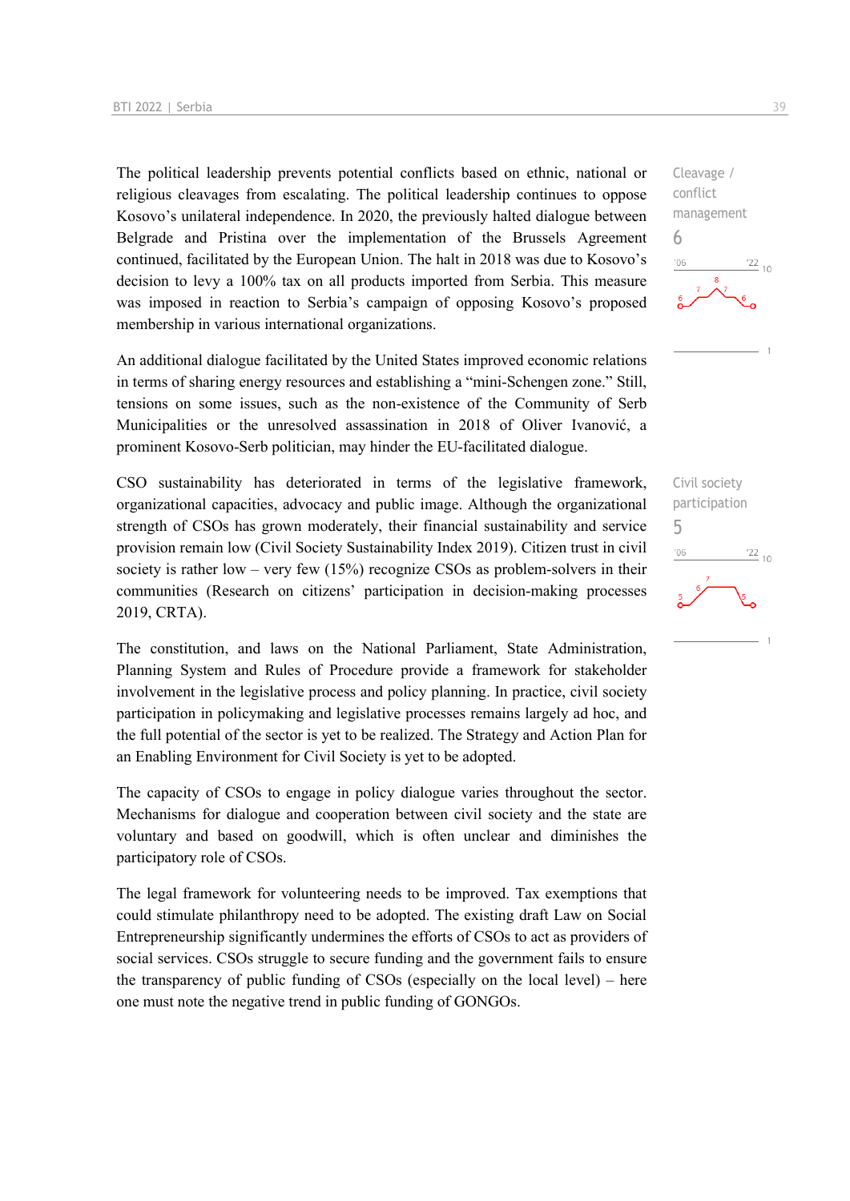Cleavage / conflict management

6

The political leadership prevents potential conflicts based on ethnic, national or religious cleavages from escalating. The political leadership continues to oppose Kosovo's unilateral independence. In 2020, the previously halted dialogue between Belgrade and Pristina over the implementation of the Brussels Agreement continued, facilitated by the European Union. The halt in 2018 was due to Kosovo's decision to levy a 100% tax on all products imported from Serbia. This measure was imposed in reaction to Serbia's campaign of opposing Kosovo's proposed membership in various international organizations.

An additional dialogue facilitated by the United States improved economic relations in terms of sharing energy resources and establishing a "mini-Schengen zone." Still, tensions on some issues, such as the non-existence of the Community of Serb Municipalities or the unresolved assassination in 2018 of Oliver Ivanović, a prominent Kosovo-Serb politician, may hinder the EU-facilitated dialogue.

Civil society participation

5

CSO sustainability has deteriorated in terms of the legislative framework, organizational capacities, advocacy and public image. Although the organizational strength of CSOs has grown moderately, their financial sustainability and service provision remain low (Civil Society Sustainability Index 2019). Citizen trust in civil society is rather low – very few (15%) recognize CSOs as problem-solvers in their communities (Research on citizens' participation in decision-making processes 2019, CRTA).

The constitution, and laws on the National Parliament, State Administration, Planning System and Rules of Procedure provide a framework for stakeholder involvement in the legislative process and policy planning. In practice, civil society participation in policymaking and legislative processes remains largely ad hoc, and the full potential of the sector is yet to be realized. The Strategy and Action Plan for an Enabling Environment for Civil Society is yet to be adopted.

The capacity of CSOs to engage in policy dialogue varies throughout the sector. Mechanisms for dialogue and cooperation between civil society and the state are voluntary and based on goodwill, which is often unclear and diminishes the participatory role of CSOs.

The legal framework for volunteering needs to be improved. Tax exemptions that could stimulate philanthropy need to be adopted. The existing draft Law on Social Entrepreneurship significantly undermines the efforts of CSOs to act as providers of social services. CSOs struggle to secure funding and the government fails to ensure the transparency of public funding of CSOs (especially on the local level) – here one must note the negative trend in public funding of GONGOs.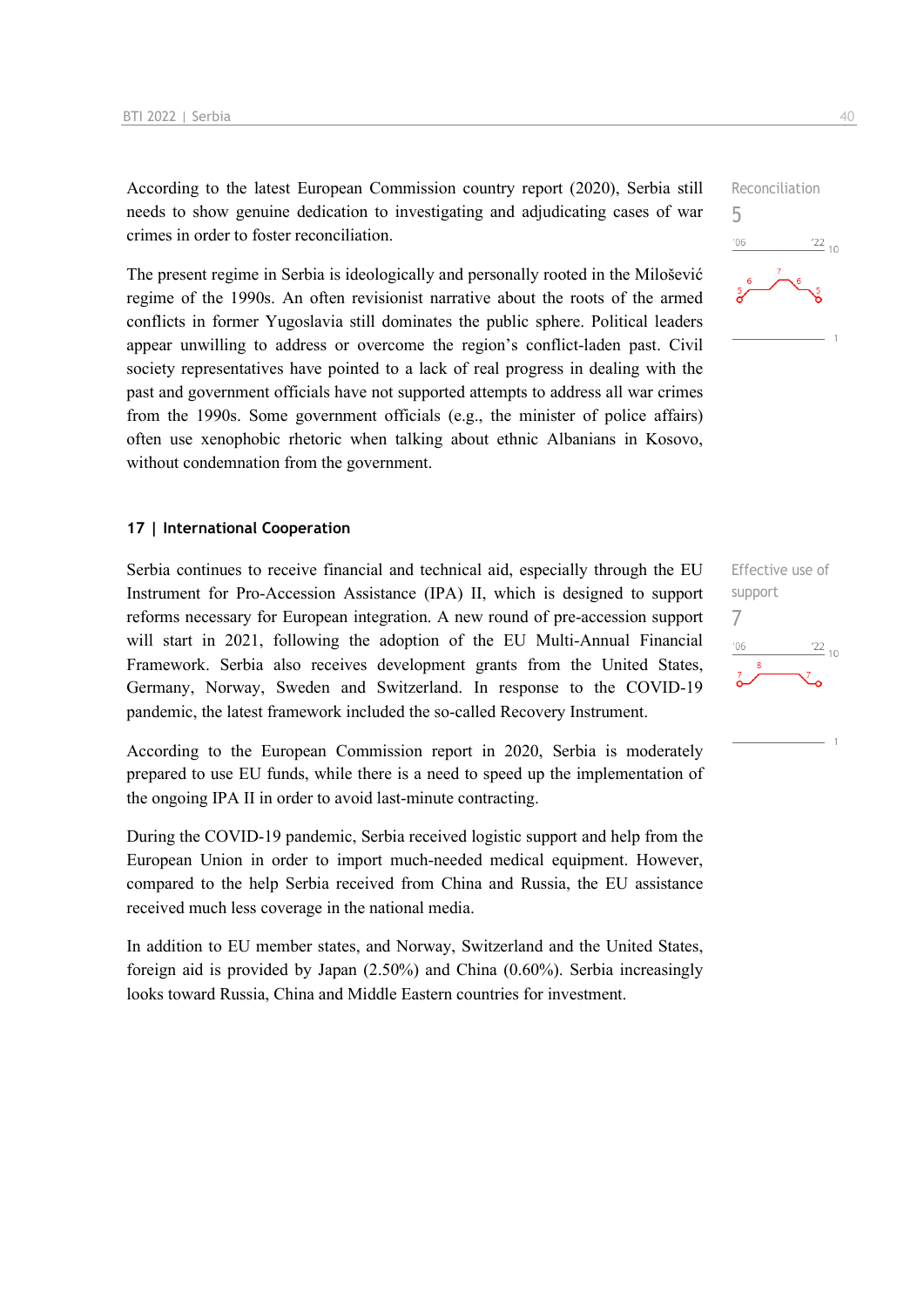According to the latest European Commission country report (2020), Serbia still needs to show genuine dedication to investigating and adjudicating cases of war crimes in order to foster reconciliation.

Reconciliation
5

The present regime in Serbia is ideologically and personally rooted in the Milošević regime of the 1990s. An often revisionist narrative about the roots of the armed conflicts in former Yugoslavia still dominates the public sphere. Political leaders appear unwilling to address or overcome the region's conflict-laden past. Civil society representatives have pointed to a lack of real progress in dealing with the past and government officials have not supported attempts to address all war crimes from the 1990s. Some government officials (e.g., the minister of police affairs) often use xenophobic rhetoric when talking about ethnic Albanians in Kosovo, without condemnation from the government.

## 17 | International Cooperation

Serbia continues to receive financial and technical aid, especially through the EU Instrument for Pro-Accession Assistance (IPA) II, which is designed to support reforms necessary for European integration. A new round of pre-accession support will start in 2021, following the adoption of the EU Multi-Annual Financial Framework. Serbia also receives development grants from the United States, Germany, Norway, Sweden and Switzerland. In response to the COVID-19 pandemic, the latest framework included the so-called Recovery Instrument.

Effective use of support
7

According to the European Commission report in 2020, Serbia is moderately prepared to use EU funds, while there is a need to speed up the implementation of the ongoing IPA II in order to avoid last-minute contracting.

During the COVID-19 pandemic, Serbia received logistic support and help from the European Union in order to import much-needed medical equipment. However, compared to the help Serbia received from China and Russia, the EU assistance received much less coverage in the national media.

In addition to EU member states, and Norway, Switzerland and the United States, foreign aid is provided by Japan (2.50%) and China (0.60%). Serbia increasingly looks toward Russia, China and Middle Eastern countries for investment.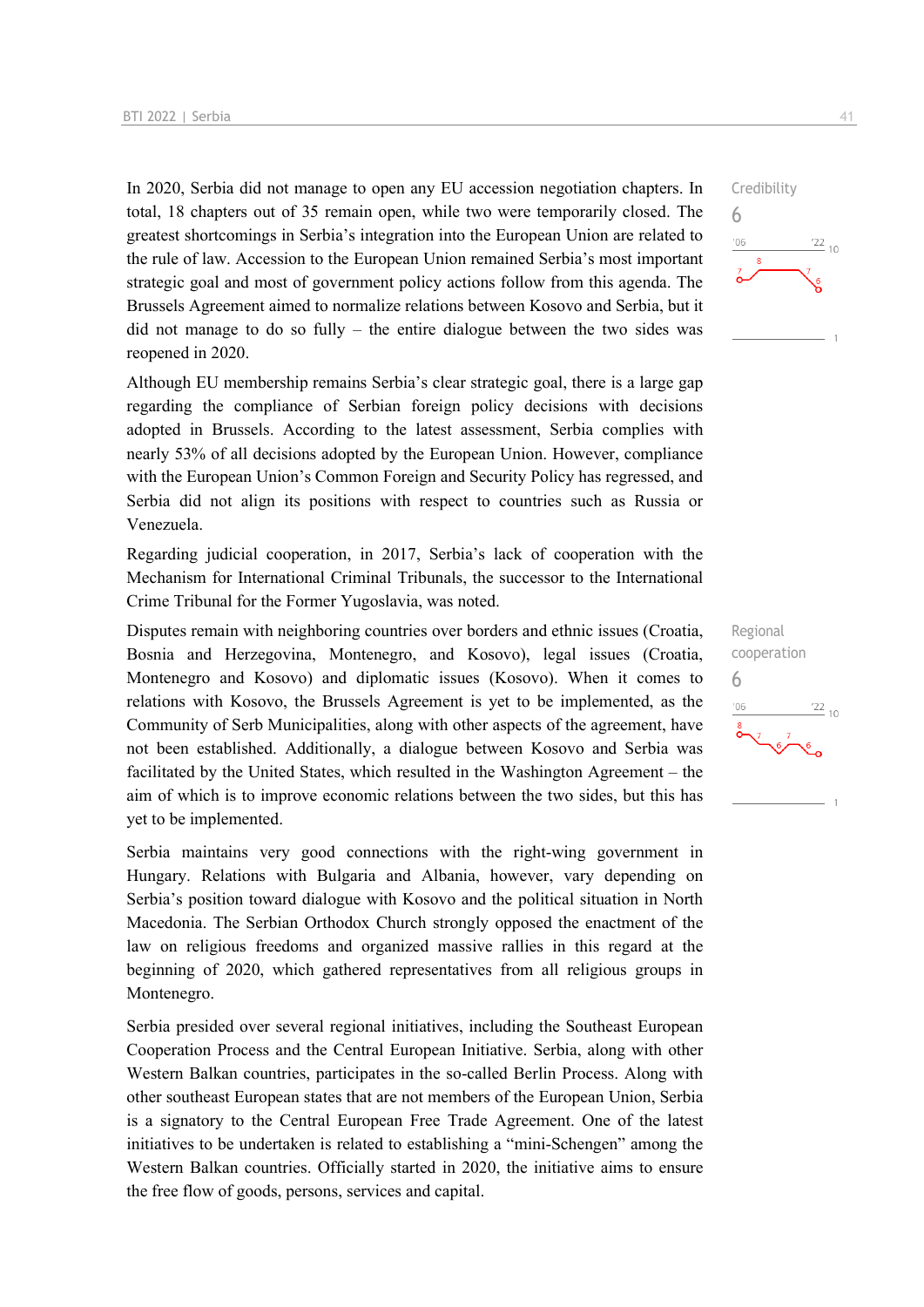In 2020, Serbia did not manage to open any EU accession negotiation chapters. In total, 18 chapters out of 35 remain open, while two were temporarily closed. The greatest shortcomings in Serbia's integration into the European Union are related to the rule of law. Accession to the European Union remained Serbia's most important strategic goal and most of government policy actions follow from this agenda. The Brussels Agreement aimed to normalize relations between Kosovo and Serbia, but it did not manage to do so fully – the entire dialogue between the two sides was reopened in 2020.

Credibility
6

Although EU membership remains Serbia's clear strategic goal, there is a large gap regarding the compliance of Serbian foreign policy decisions with decisions adopted in Brussels. According to the latest assessment, Serbia complies with nearly 53% of all decisions adopted by the European Union. However, compliance with the European Union's Common Foreign and Security Policy has regressed, and Serbia did not align its positions with respect to countries such as Russia or Venezuela.

Regarding judicial cooperation, in 2017, Serbia's lack of cooperation with the Mechanism for International Criminal Tribunals, the successor to the International Crime Tribunal for the Former Yugoslavia, was noted.

Disputes remain with neighboring countries over borders and ethnic issues (Croatia, Bosnia and Herzegovina, Montenegro, and Kosovo), legal issues (Croatia, Montenegro and Kosovo) and diplomatic issues (Kosovo). When it comes to relations with Kosovo, the Brussels Agreement is yet to be implemented, as the Community of Serb Municipalities, along with other aspects of the agreement, have not been established. Additionally, a dialogue between Kosovo and Serbia was facilitated by the United States, which resulted in the Washington Agreement – the aim of which is to improve economic relations between the two sides, but this has yet to be implemented.

Regional cooperation
6

Serbia maintains very good connections with the right-wing government in Hungary. Relations with Bulgaria and Albania, however, vary depending on Serbia's position toward dialogue with Kosovo and the political situation in North Macedonia. The Serbian Orthodox Church strongly opposed the enactment of the law on religious freedoms and organized massive rallies in this regard at the beginning of 2020, which gathered representatives from all religious groups in Montenegro.

Serbia presided over several regional initiatives, including the Southeast European Cooperation Process and the Central European Initiative. Serbia, along with other Western Balkan countries, participates in the so-called Berlin Process. Along with other southeast European states that are not members of the European Union, Serbia is a signatory to the Central European Free Trade Agreement. One of the latest initiatives to be undertaken is related to establishing a "mini-Schengen" among the Western Balkan countries. Officially started in 2020, the initiative aims to ensure the free flow of goods, persons, services and capital.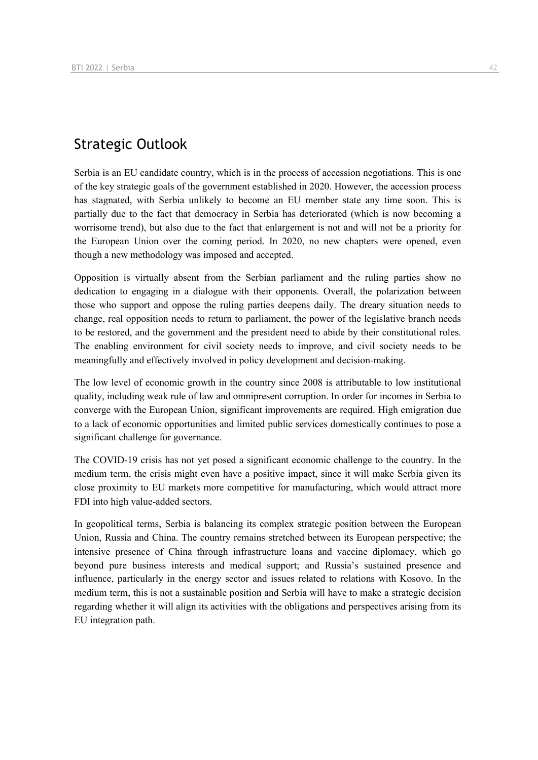## Strategic Outlook

Serbia is an EU candidate country, which is in the process of accession negotiations. This is one of the key strategic goals of the government established in 2020. However, the accession process has stagnated, with Serbia unlikely to become an EU member state any time soon. This is partially due to the fact that democracy in Serbia has deteriorated (which is now becoming a worrisome trend), but also due to the fact that enlargement is not and will not be a priority for the European Union over the coming period. In 2020, no new chapters were opened, even though a new methodology was imposed and accepted.

Opposition is virtually absent from the Serbian parliament and the ruling parties show no dedication to engaging in a dialogue with their opponents. Overall, the polarization between those who support and oppose the ruling parties deepens daily. The dreary situation needs to change, real opposition needs to return to parliament, the power of the legislative branch needs to be restored, and the government and the president need to abide by their constitutional roles. The enabling environment for civil society needs to improve, and civil society needs to be meaningfully and effectively involved in policy development and decision-making.

The low level of economic growth in the country since 2008 is attributable to low institutional quality, including weak rule of law and omnipresent corruption. In order for incomes in Serbia to converge with the European Union, significant improvements are required. High emigration due to a lack of economic opportunities and limited public services domestically continues to pose a significant challenge for governance.

The COVID-19 crisis has not yet posed a significant economic challenge to the country. In the medium term, the crisis might even have a positive impact, since it will make Serbia given its close proximity to EU markets more competitive for manufacturing, which would attract more FDI into high value-added sectors.

In geopolitical terms, Serbia is balancing its complex strategic position between the European Union, Russia and China. The country remains stretched between its European perspective; the intensive presence of China through infrastructure loans and vaccine diplomacy, which go beyond pure business interests and medical support; and Russia's sustained presence and influence, particularly in the energy sector and issues related to relations with Kosovo. In the medium term, this is not a sustainable position and Serbia will have to make a strategic decision regarding whether it will align its activities with the obligations and perspectives arising from its EU integration path.